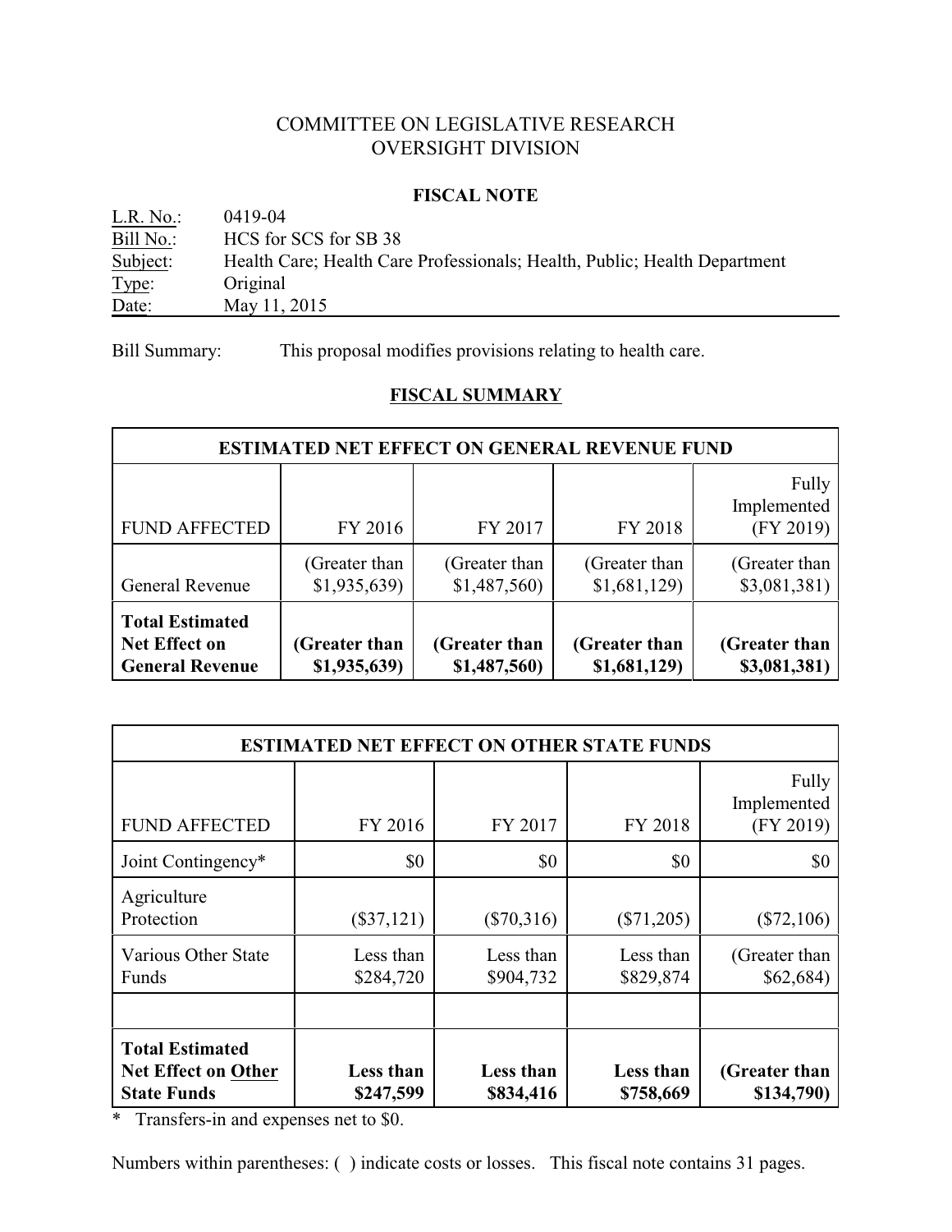# COMMITTEE ON LEGISLATIVE RESEARCH
# OVERSIGHT DIVISION

## FISCAL NOTE

L.R. No.: 0419-04
Bill No.: HCS for SCS for SB 38
Subject: Health Care; Health Care Professionals; Health, Public; Health Department
Type: Original
Date: May 11, 2015

Bill Summary: This proposal modifies provisions relating to health care.

## FISCAL SUMMARY

| ESTIMATED NET EFFECT ON GENERAL REVENUE FUND | | | | |
|---|---|---|---|---|
| FUND AFFECTED | FY 2016 | FY 2017 | FY 2018 | Fully Implemented (FY 2019) |
| General Revenue | (Greater than $1,935,639) | (Greater than $1,487,560) | (Greater than $1,681,129) | (Greater than $3,081,381) |
| **Total Estimated Net Effect on General Revenue** | **(Greater than $1,935,639)** | **(Greater than $1,487,560)** | **(Greater than $1,681,129)** | **(Greater than $3,081,381)** |

| ESTIMATED NET EFFECT ON OTHER STATE FUNDS | | | | |
|---|---|---|---|---|
| FUND AFFECTED | FY 2016 | FY 2017 | FY 2018 | Fully Implemented (FY 2019) |
| Joint Contingency* | $0 | $0 | $0 | $0 |
| Agriculture Protection | ($37,121) | ($70,316) | ($71,205) | ($72,106) |
| Various Other State Funds | Less than $284,720 | Less than $904,732 | Less than $829,874 | (Greater than $62,684) |
| | | | | |
| **Total Estimated Net Effect on Other State Funds** | **Less than $247,599** | **Less than $834,416** | **Less than $758,669** | **(Greater than $134,790)** |

\* Transfers-in and expenses net to $0.

Numbers within parentheses: ( ) indicate costs or losses. This fiscal note contains 31 pages.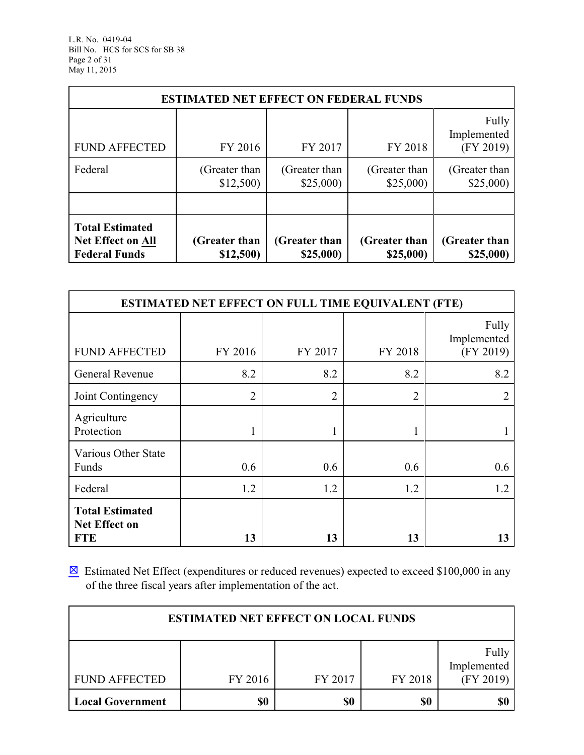| ESTIMATED NET EFFECT ON FEDERAL FUNDS | | | | |
|---|---|---|---|---|
| FUND AFFECTED | FY 2016 | FY 2017 | FY 2018 | Fully Implemented (FY 2019) |
| Federal | (Greater than $12,500) | (Greater than $25,000) | (Greater than $25,000) | (Greater than $25,000) |
| | | | | |
| **Total Estimated Net Effect on All Federal Funds** | **(Greater than $12,500)** | **(Greater than $25,000)** | **(Greater than $25,000)** | **(Greater than $25,000)** |

| ESTIMATED NET EFFECT ON FULL TIME EQUIVALENT (FTE) | | | | |
|---|---|---|---|---|
| FUND AFFECTED | FY 2016 | FY 2017 | FY 2018 | Fully Implemented (FY 2019) |
| General Revenue | 8.2 | 8.2 | 8.2 | 8.2 |
| Joint Contingency | 2 | 2 | 2 | 2 |
| Agriculture Protection | 1 | 1 | 1 | 1 |
| Various Other State Funds | 0.6 | 0.6 | 0.6 | 0.6 |
| Federal | 1.2 | 1.2 | 1.2 | 1.2 |
| **Total Estimated Net Effect on FTE** | **13** | **13** | **13** | **13** |

☒ Estimated Net Effect (expenditures or reduced revenues) expected to exceed $100,000 in any of the three fiscal years after implementation of the act.

| ESTIMATED NET EFFECT ON LOCAL FUNDS | | | | |
|---|---|---|---|---|
| FUND AFFECTED | FY 2016 | FY 2017 | FY 2018 | Fully Implemented (FY 2019) |
| **Local Government** | **$0** | **$0** | **$0** | **$0** |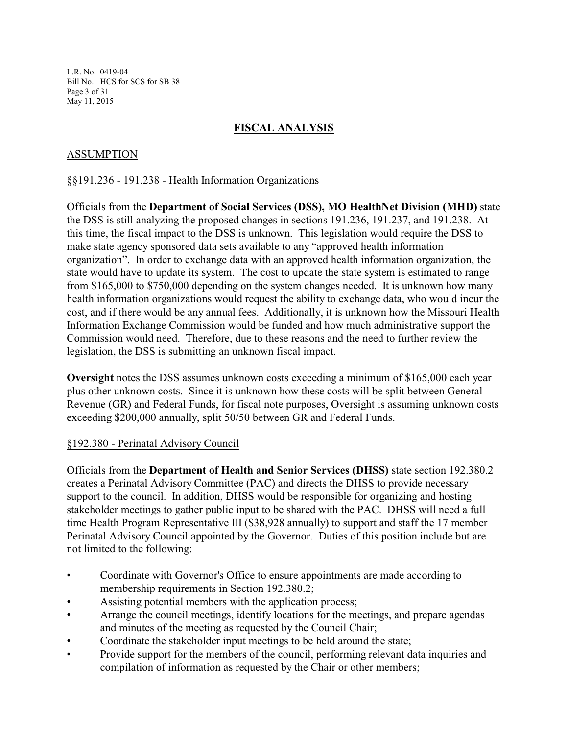## FISCAL ANALYSIS

### ASSUMPTION

§§191.236 - 191.238 - Health Information Organizations

Officials from the **Department of Social Services (DSS), MO HealthNet Division (MHD)** state the DSS is still analyzing the proposed changes in sections 191.236, 191.237, and 191.238. At this time, the fiscal impact to the DSS is unknown. This legislation would require the DSS to make state agency sponsored data sets available to any "approved health information organization". In order to exchange data with an approved health information organization, the state would have to update its system. The cost to update the state system is estimated to range from $165,000 to $750,000 depending on the system changes needed. It is unknown how many health information organizations would request the ability to exchange data, who would incur the cost, and if there would be any annual fees. Additionally, it is unknown how the Missouri Health Information Exchange Commission would be funded and how much administrative support the Commission would need. Therefore, due to these reasons and the need to further review the legislation, the DSS is submitting an unknown fiscal impact.

**Oversight** notes the DSS assumes unknown costs exceeding a minimum of $165,000 each year plus other unknown costs. Since it is unknown how these costs will be split between General Revenue (GR) and Federal Funds, for fiscal note purposes, Oversight is assuming unknown costs exceeding $200,000 annually, split 50/50 between GR and Federal Funds.

§192.380 - Perinatal Advisory Council

Officials from the **Department of Health and Senior Services (DHSS)** state section 192.380.2 creates a Perinatal Advisory Committee (PAC) and directs the DHSS to provide necessary support to the council. In addition, DHSS would be responsible for organizing and hosting stakeholder meetings to gather public input to be shared with the PAC. DHSS will need a full time Health Program Representative III ($38,928 annually) to support and staff the 17 member Perinatal Advisory Council appointed by the Governor. Duties of this position include but are not limited to the following:

- Coordinate with Governor's Office to ensure appointments are made according to membership requirements in Section 192.380.2;
- Assisting potential members with the application process;
- Arrange the council meetings, identify locations for the meetings, and prepare agendas and minutes of the meeting as requested by the Council Chair;
- Coordinate the stakeholder input meetings to be held around the state;
- Provide support for the members of the council, performing relevant data inquiries and compilation of information as requested by the Chair or other members;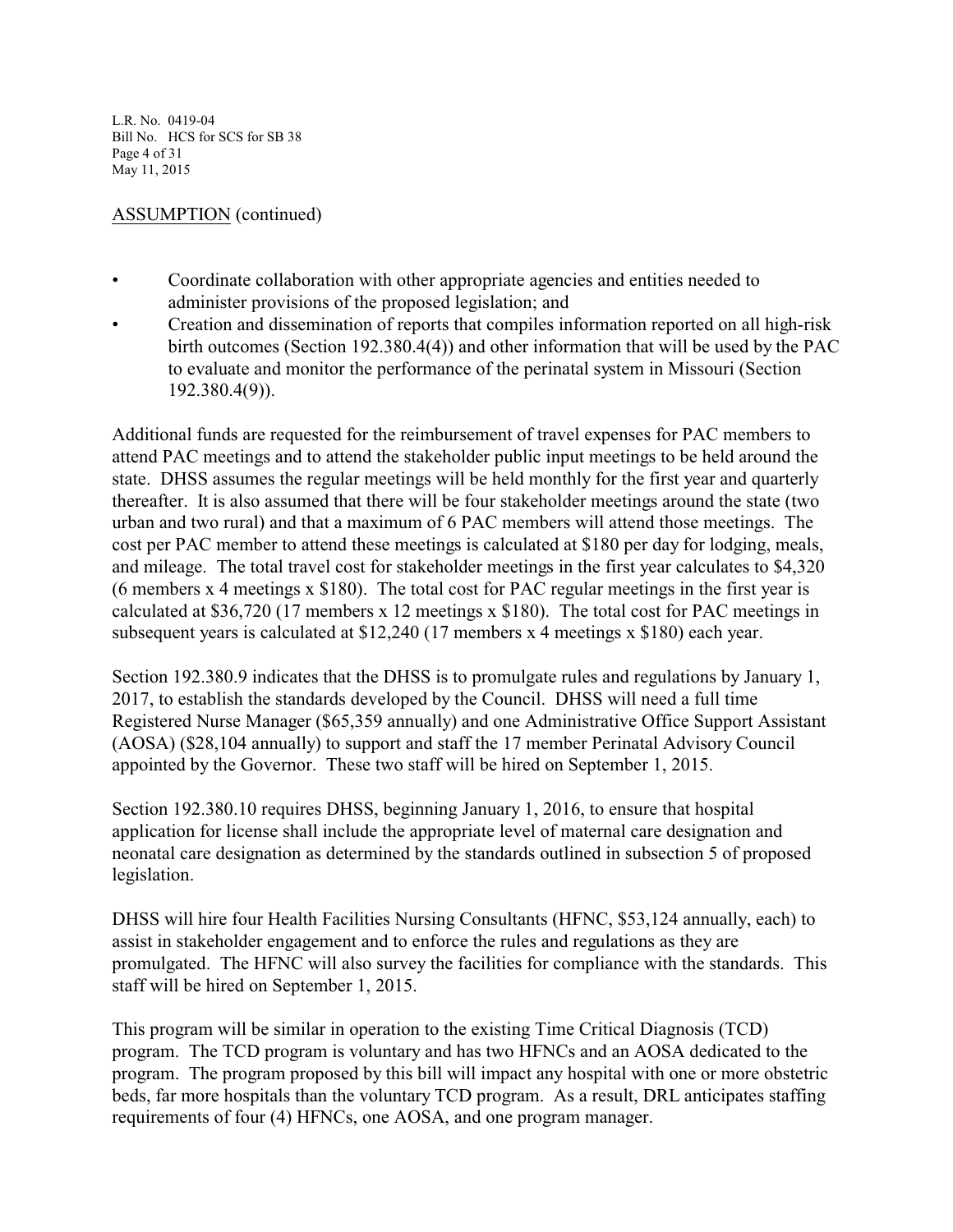ASSUMPTION (continued)

- Coordinate collaboration with other appropriate agencies and entities needed to administer provisions of the proposed legislation; and
- Creation and dissemination of reports that compiles information reported on all high-risk birth outcomes (Section 192.380.4(4)) and other information that will be used by the PAC to evaluate and monitor the performance of the perinatal system in Missouri (Section 192.380.4(9)).

Additional funds are requested for the reimbursement of travel expenses for PAC members to attend PAC meetings and to attend the stakeholder public input meetings to be held around the state. DHSS assumes the regular meetings will be held monthly for the first year and quarterly thereafter. It is also assumed that there will be four stakeholder meetings around the state (two urban and two rural) and that a maximum of 6 PAC members will attend those meetings. The cost per PAC member to attend these meetings is calculated at $180 per day for lodging, meals, and mileage. The total travel cost for stakeholder meetings in the first year calculates to $4,320 (6 members x 4 meetings x $180). The total cost for PAC regular meetings in the first year is calculated at $36,720 (17 members x 12 meetings x $180). The total cost for PAC meetings in subsequent years is calculated at $12,240 (17 members x 4 meetings x $180) each year.

Section 192.380.9 indicates that the DHSS is to promulgate rules and regulations by January 1, 2017, to establish the standards developed by the Council. DHSS will need a full time Registered Nurse Manager ($65,359 annually) and one Administrative Office Support Assistant (AOSA) ($28,104 annually) to support and staff the 17 member Perinatal Advisory Council appointed by the Governor. These two staff will be hired on September 1, 2015.

Section 192.380.10 requires DHSS, beginning January 1, 2016, to ensure that hospital application for license shall include the appropriate level of maternal care designation and neonatal care designation as determined by the standards outlined in subsection 5 of proposed legislation.

DHSS will hire four Health Facilities Nursing Consultants (HFNC, $53,124 annually, each) to assist in stakeholder engagement and to enforce the rules and regulations as they are promulgated. The HFNC will also survey the facilities for compliance with the standards. This staff will be hired on September 1, 2015.

This program will be similar in operation to the existing Time Critical Diagnosis (TCD) program. The TCD program is voluntary and has two HFNCs and an AOSA dedicated to the program. The program proposed by this bill will impact any hospital with one or more obstetric beds, far more hospitals than the voluntary TCD program. As a result, DRL anticipates staffing requirements of four (4) HFNCs, one AOSA, and one program manager.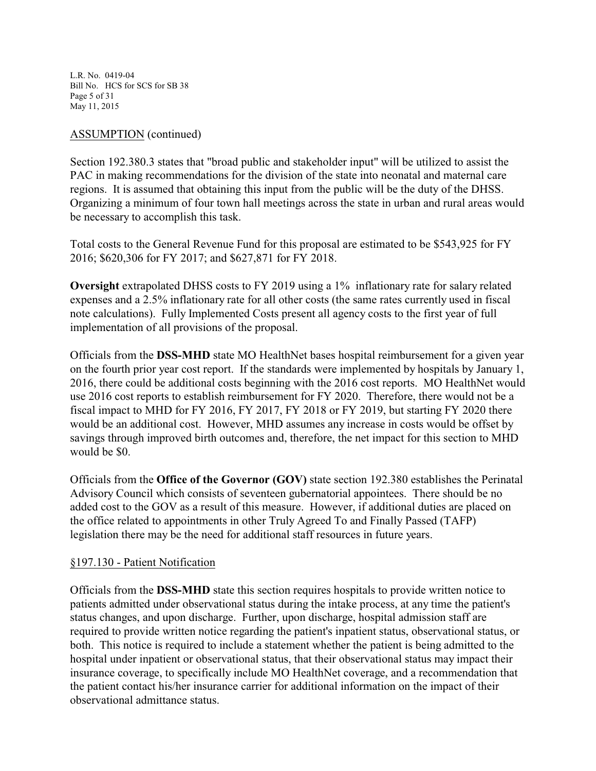ASSUMPTION (continued)

Section 192.380.3 states that "broad public and stakeholder input" will be utilized to assist the PAC in making recommendations for the division of the state into neonatal and maternal care regions. It is assumed that obtaining this input from the public will be the duty of the DHSS. Organizing a minimum of four town hall meetings across the state in urban and rural areas would be necessary to accomplish this task.

Total costs to the General Revenue Fund for this proposal are estimated to be $543,925 for FY 2016; $620,306 for FY 2017; and $627,871 for FY 2018.

**Oversight** extrapolated DHSS costs to FY 2019 using a 1% inflationary rate for salary related expenses and a 2.5% inflationary rate for all other costs (the same rates currently used in fiscal note calculations). Fully Implemented Costs present all agency costs to the first year of full implementation of all provisions of the proposal.

Officials from the **DSS-MHD** state MO HealthNet bases hospital reimbursement for a given year on the fourth prior year cost report. If the standards were implemented by hospitals by January 1, 2016, there could be additional costs beginning with the 2016 cost reports. MO HealthNet would use 2016 cost reports to establish reimbursement for FY 2020. Therefore, there would not be a fiscal impact to MHD for FY 2016, FY 2017, FY 2018 or FY 2019, but starting FY 2020 there would be an additional cost. However, MHD assumes any increase in costs would be offset by savings through improved birth outcomes and, therefore, the net impact for this section to MHD would be $0.

Officials from the **Office of the Governor (GOV)** state section 192.380 establishes the Perinatal Advisory Council which consists of seventeen gubernatorial appointees. There should be no added cost to the GOV as a result of this measure. However, if additional duties are placed on the office related to appointments in other Truly Agreed To and Finally Passed (TAFP) legislation there may be the need for additional staff resources in future years.

§197.130 - Patient Notification

Officials from the **DSS-MHD** state this section requires hospitals to provide written notice to patients admitted under observational status during the intake process, at any time the patient's status changes, and upon discharge. Further, upon discharge, hospital admission staff are required to provide written notice regarding the patient's inpatient status, observational status, or both. This notice is required to include a statement whether the patient is being admitted to the hospital under inpatient or observational status, that their observational status may impact their insurance coverage, to specifically include MO HealthNet coverage, and a recommendation that the patient contact his/her insurance carrier for additional information on the impact of their observational admittance status.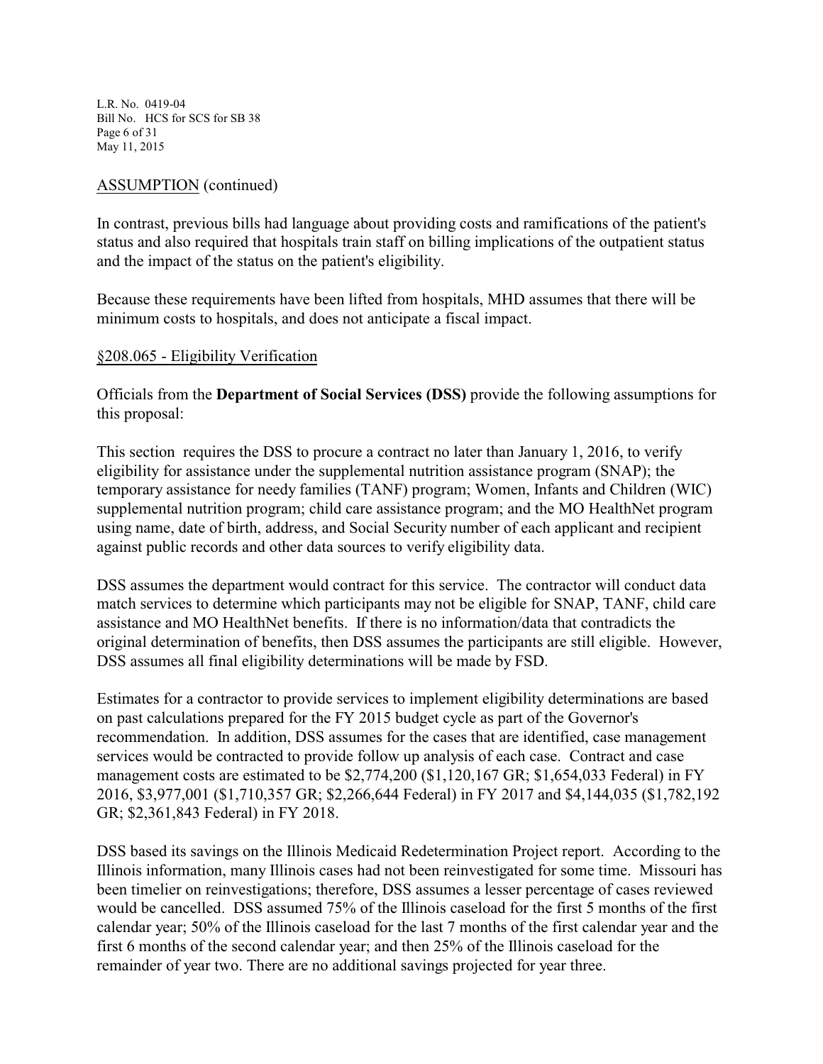ASSUMPTION (continued)

In contrast, previous bills had language about providing costs and ramifications of the patient's status and also required that hospitals train staff on billing implications of the outpatient status and the impact of the status on the patient's eligibility.

Because these requirements have been lifted from hospitals, MHD assumes that there will be minimum costs to hospitals, and does not anticipate a fiscal impact.

§208.065 - Eligibility Verification

Officials from the **Department of Social Services (DSS)** provide the following assumptions for this proposal:

This section requires the DSS to procure a contract no later than January 1, 2016, to verify eligibility for assistance under the supplemental nutrition assistance program (SNAP); the temporary assistance for needy families (TANF) program; Women, Infants and Children (WIC) supplemental nutrition program; child care assistance program; and the MO HealthNet program using name, date of birth, address, and Social Security number of each applicant and recipient against public records and other data sources to verify eligibility data.

DSS assumes the department would contract for this service. The contractor will conduct data match services to determine which participants may not be eligible for SNAP, TANF, child care assistance and MO HealthNet benefits. If there is no information/data that contradicts the original determination of benefits, then DSS assumes the participants are still eligible. However, DSS assumes all final eligibility determinations will be made by FSD.

Estimates for a contractor to provide services to implement eligibility determinations are based on past calculations prepared for the FY 2015 budget cycle as part of the Governor's recommendation. In addition, DSS assumes for the cases that are identified, case management services would be contracted to provide follow up analysis of each case. Contract and case management costs are estimated to be $2,774,200 ($1,120,167 GR; $1,654,033 Federal) in FY 2016, $3,977,001 ($1,710,357 GR; $2,266,644 Federal) in FY 2017 and $4,144,035 ($1,782,192 GR; $2,361,843 Federal) in FY 2018.

DSS based its savings on the Illinois Medicaid Redetermination Project report. According to the Illinois information, many Illinois cases had not been reinvestigated for some time. Missouri has been timelier on reinvestigations; therefore, DSS assumes a lesser percentage of cases reviewed would be cancelled. DSS assumed 75% of the Illinois caseload for the first 5 months of the first calendar year; 50% of the Illinois caseload for the last 7 months of the first calendar year and the first 6 months of the second calendar year; and then 25% of the Illinois caseload for the remainder of year two. There are no additional savings projected for year three.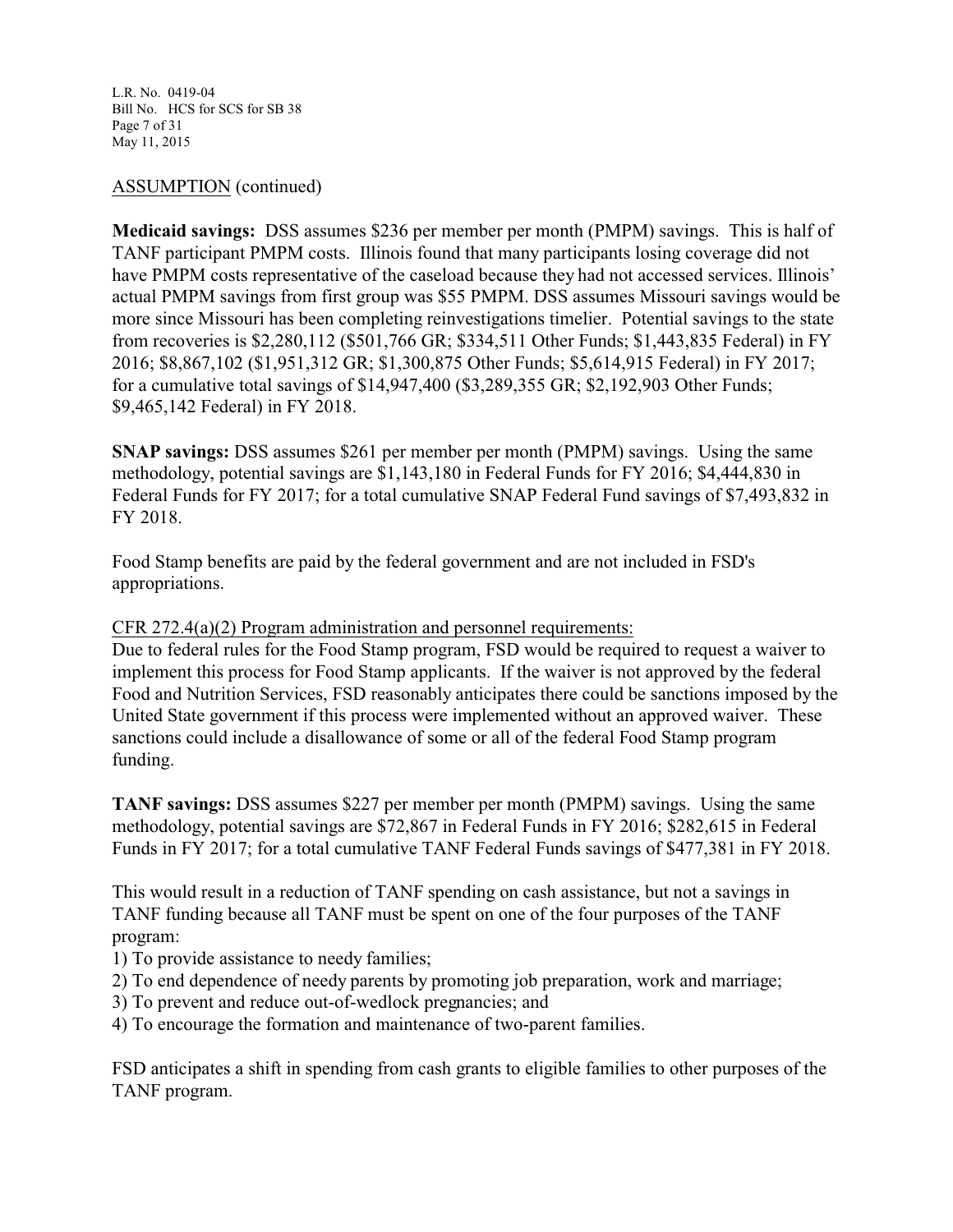ASSUMPTION (continued)

**Medicaid savings:** DSS assumes $236 per member per month (PMPM) savings. This is half of TANF participant PMPM costs. Illinois found that many participants losing coverage did not have PMPM costs representative of the caseload because they had not accessed services. Illinois' actual PMPM savings from first group was $55 PMPM. DSS assumes Missouri savings would be more since Missouri has been completing reinvestigations timelier. Potential savings to the state from recoveries is $2,280,112 ($501,766 GR; $334,511 Other Funds; $1,443,835 Federal) in FY 2016; $8,867,102 ($1,951,312 GR; $1,300,875 Other Funds; $5,614,915 Federal) in FY 2017; for a cumulative total savings of $14,947,400 ($3,289,355 GR; $2,192,903 Other Funds; $9,465,142 Federal) in FY 2018.

**SNAP savings:** DSS assumes $261 per member per month (PMPM) savings. Using the same methodology, potential savings are $1,143,180 in Federal Funds for FY 2016; $4,444,830 in Federal Funds for FY 2017; for a total cumulative SNAP Federal Fund savings of $7,493,832 in FY 2018.

Food Stamp benefits are paid by the federal government and are not included in FSD's appropriations.

CFR 272.4(a)(2) Program administration and personnel requirements:
Due to federal rules for the Food Stamp program, FSD would be required to request a waiver to implement this process for Food Stamp applicants. If the waiver is not approved by the federal Food and Nutrition Services, FSD reasonably anticipates there could be sanctions imposed by the United State government if this process were implemented without an approved waiver. These sanctions could include a disallowance of some or all of the federal Food Stamp program funding.

**TANF savings:** DSS assumes $227 per member per month (PMPM) savings. Using the same methodology, potential savings are $72,867 in Federal Funds in FY 2016; $282,615 in Federal Funds in FY 2017; for a total cumulative TANF Federal Funds savings of $477,381 in FY 2018.

This would result in a reduction of TANF spending on cash assistance, but not a savings in TANF funding because all TANF must be spent on one of the four purposes of the TANF program:

1) To provide assistance to needy families;
2) To end dependence of needy parents by promoting job preparation, work and marriage;
3) To prevent and reduce out-of-wedlock pregnancies; and
4) To encourage the formation and maintenance of two-parent families.

FSD anticipates a shift in spending from cash grants to eligible families to other purposes of the TANF program.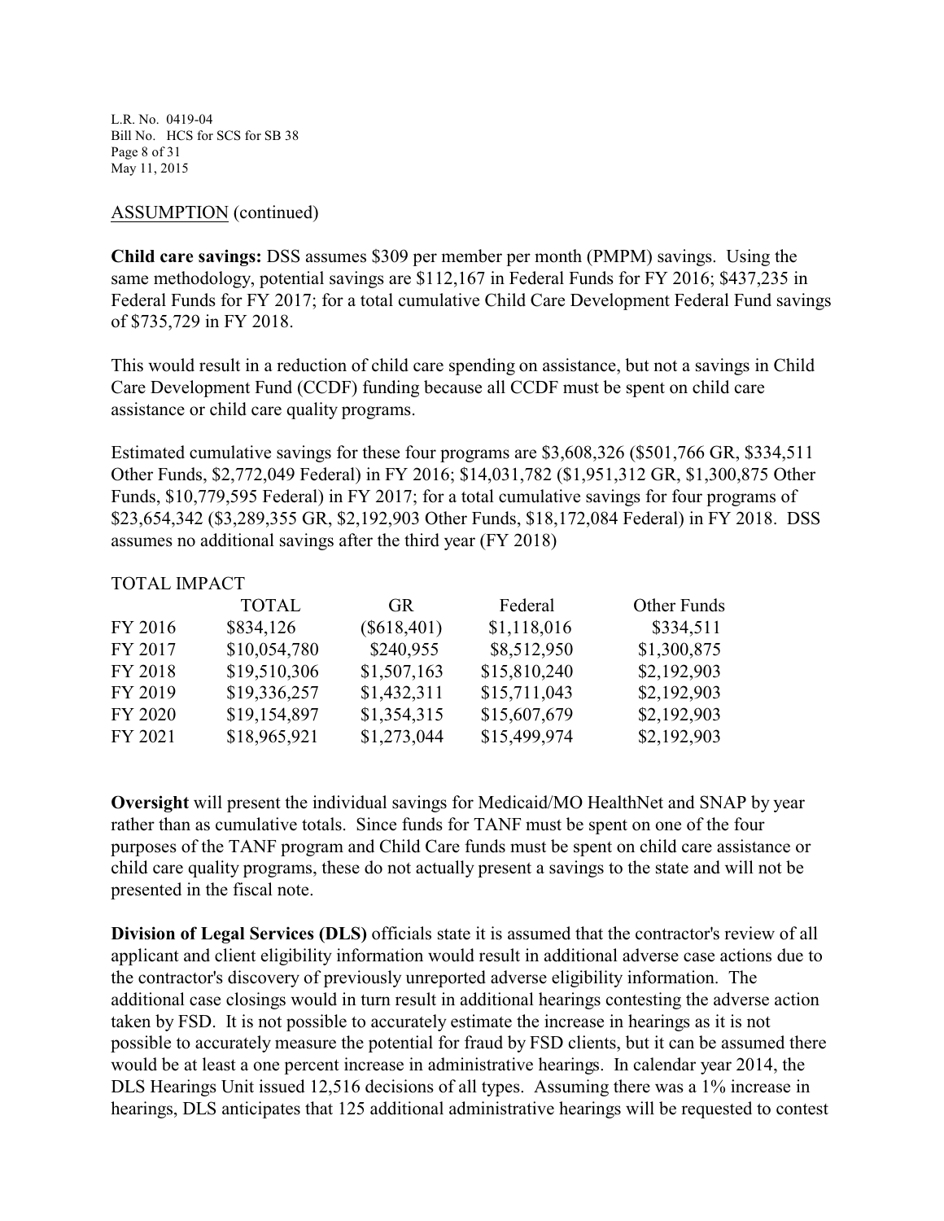ASSUMPTION (continued)

**Child care savings:** DSS assumes $309 per member per month (PMPM) savings. Using the same methodology, potential savings are $112,167 in Federal Funds for FY 2016; $437,235 in Federal Funds for FY 2017; for a total cumulative Child Care Development Federal Fund savings of $735,729 in FY 2018.

This would result in a reduction of child care spending on assistance, but not a savings in Child Care Development Fund (CCDF) funding because all CCDF must be spent on child care assistance or child care quality programs.

Estimated cumulative savings for these four programs are $3,608,326 ($501,766 GR, $334,511 Other Funds, $2,772,049 Federal) in FY 2016; $14,031,782 ($1,951,312 GR, $1,300,875 Other Funds, $10,779,595 Federal) in FY 2017; for a total cumulative savings for four programs of $23,654,342 ($3,289,355 GR, $2,192,903 Other Funds, $18,172,084 Federal) in FY 2018. DSS assumes no additional savings after the third year (FY 2018)

TOTAL IMPACT

| | TOTAL | GR | Federal | Other Funds |
|---|---|---|---|---|
| FY 2016 | $834,126 | ($618,401) | $1,118,016 | $334,511 |
| FY 2017 | $10,054,780 | $240,955 | $8,512,950 | $1,300,875 |
| FY 2018 | $19,510,306 | $1,507,163 | $15,810,240 | $2,192,903 |
| FY 2019 | $19,336,257 | $1,432,311 | $15,711,043 | $2,192,903 |
| FY 2020 | $19,154,897 | $1,354,315 | $15,607,679 | $2,192,903 |
| FY 2021 | $18,965,921 | $1,273,044 | $15,499,974 | $2,192,903 |

**Oversight** will present the individual savings for Medicaid/MO HealthNet and SNAP by year rather than as cumulative totals. Since funds for TANF must be spent on one of the four purposes of the TANF program and Child Care funds must be spent on child care assistance or child care quality programs, these do not actually present a savings to the state and will not be presented in the fiscal note.

**Division of Legal Services (DLS)** officials state it is assumed that the contractor's review of all applicant and client eligibility information would result in additional adverse case actions due to the contractor's discovery of previously unreported adverse eligibility information. The additional case closings would in turn result in additional hearings contesting the adverse action taken by FSD. It is not possible to accurately estimate the increase in hearings as it is not possible to accurately measure the potential for fraud by FSD clients, but it can be assumed there would be at least a one percent increase in administrative hearings. In calendar year 2014, the DLS Hearings Unit issued 12,516 decisions of all types. Assuming there was a 1% increase in hearings, DLS anticipates that 125 additional administrative hearings will be requested to contest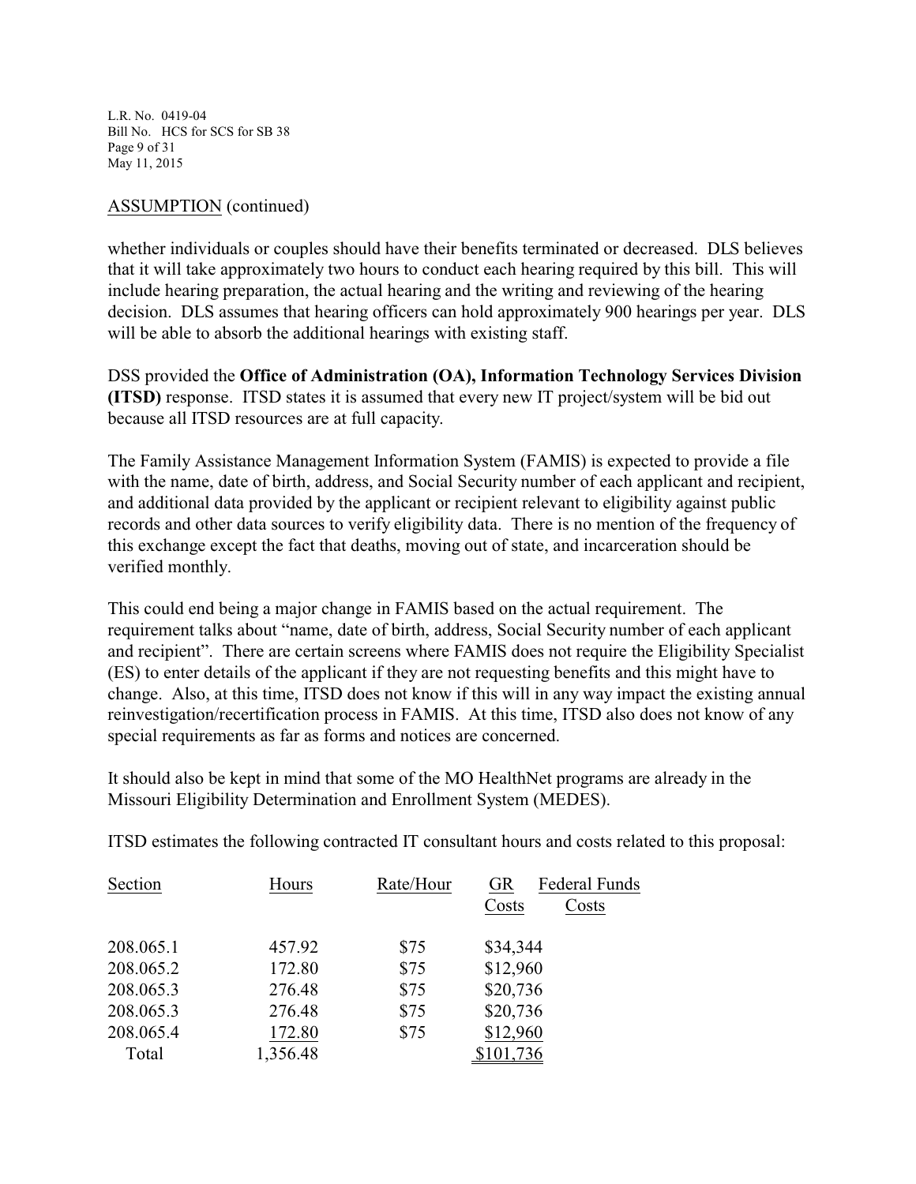ASSUMPTION (continued)

whether individuals or couples should have their benefits terminated or decreased. DLS believes that it will take approximately two hours to conduct each hearing required by this bill. This will include hearing preparation, the actual hearing and the writing and reviewing of the hearing decision. DLS assumes that hearing officers can hold approximately 900 hearings per year. DLS will be able to absorb the additional hearings with existing staff.

DSS provided the **Office of Administration (OA), Information Technology Services Division (ITSD)** response. ITSD states it is assumed that every new IT project/system will be bid out because all ITSD resources are at full capacity.

The Family Assistance Management Information System (FAMIS) is expected to provide a file with the name, date of birth, address, and Social Security number of each applicant and recipient, and additional data provided by the applicant or recipient relevant to eligibility against public records and other data sources to verify eligibility data. There is no mention of the frequency of this exchange except the fact that deaths, moving out of state, and incarceration should be verified monthly.

This could end being a major change in FAMIS based on the actual requirement. The requirement talks about "name, date of birth, address, Social Security number of each applicant and recipient". There are certain screens where FAMIS does not require the Eligibility Specialist (ES) to enter details of the applicant if they are not requesting benefits and this might have to change. Also, at this time, ITSD does not know if this will in any way impact the existing annual reinvestigation/recertification process in FAMIS. At this time, ITSD also does not know of any special requirements as far as forms and notices are concerned.

It should also be kept in mind that some of the MO HealthNet programs are already in the Missouri Eligibility Determination and Enrollment System (MEDES).

ITSD estimates the following contracted IT consultant hours and costs related to this proposal:

| Section | Hours | Rate/Hour | GR Costs | Federal Funds Costs |
|---|---|---|---|---|
| 208.065.1 | 457.92 | $75 | $34,344 | |
| 208.065.2 | 172.80 | $75 | $12,960 | |
| 208.065.3 | 276.48 | $75 | $20,736 | |
| 208.065.3 | 276.48 | $75 | $20,736 | |
| 208.065.4 | 172.80 | $75 | $12,960 | |
| Total | 1,356.48 | | $101,736 | |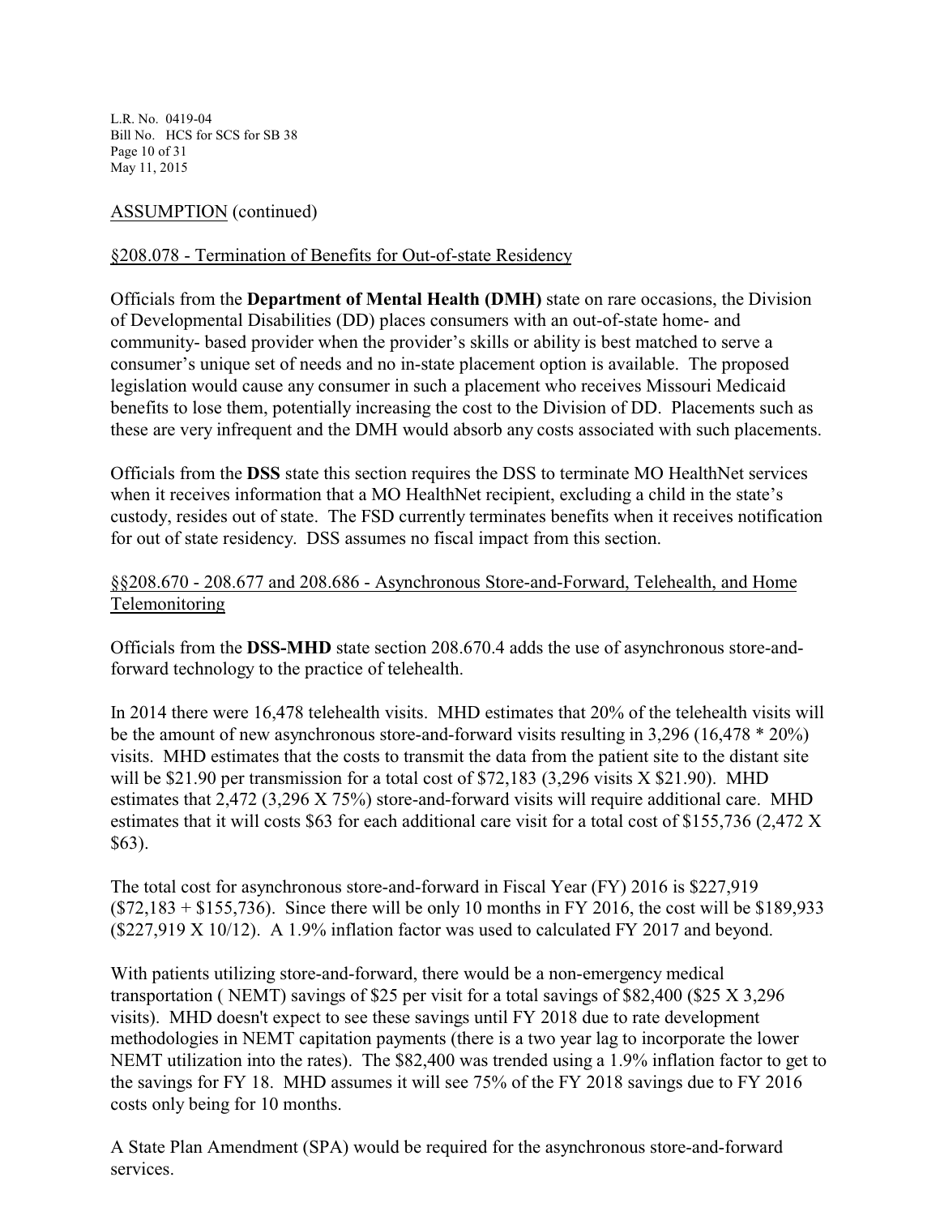ASSUMPTION (continued)

§208.078 - Termination of Benefits for Out-of-state Residency

Officials from the **Department of Mental Health (DMH)** state on rare occasions, the Division of Developmental Disabilities (DD) places consumers with an out-of-state home- and community- based provider when the provider's skills or ability is best matched to serve a consumer's unique set of needs and no in-state placement option is available. The proposed legislation would cause any consumer in such a placement who receives Missouri Medicaid benefits to lose them, potentially increasing the cost to the Division of DD. Placements such as these are very infrequent and the DMH would absorb any costs associated with such placements.

Officials from the **DSS** state this section requires the DSS to terminate MO HealthNet services when it receives information that a MO HealthNet recipient, excluding a child in the state's custody, resides out of state. The FSD currently terminates benefits when it receives notification for out of state residency. DSS assumes no fiscal impact from this section.

§§208.670 - 208.677 and 208.686 - Asynchronous Store-and-Forward, Telehealth, and Home Telemonitoring

Officials from the **DSS-MHD** state section 208.670.4 adds the use of asynchronous store-and-forward technology to the practice of telehealth.

In 2014 there were 16,478 telehealth visits. MHD estimates that 20% of the telehealth visits will be the amount of new asynchronous store-and-forward visits resulting in 3,296 (16,478 * 20%) visits. MHD estimates that the costs to transmit the data from the patient site to the distant site will be $21.90 per transmission for a total cost of $72,183 (3,296 visits X $21.90). MHD estimates that 2,472 (3,296 X 75%) store-and-forward visits will require additional care. MHD estimates that it will costs $63 for each additional care visit for a total cost of $155,736 (2,472 X $63).

The total cost for asynchronous store-and-forward in Fiscal Year (FY) 2016 is $227,919 ($72,183 + $155,736). Since there will be only 10 months in FY 2016, the cost will be $189,933 ($227,919 X 10/12). A 1.9% inflation factor was used to calculated FY 2017 and beyond.

With patients utilizing store-and-forward, there would be a non-emergency medical transportation ( NEMT) savings of $25 per visit for a total savings of $82,400 ($25 X 3,296 visits). MHD doesn't expect to see these savings until FY 2018 due to rate development methodologies in NEMT capitation payments (there is a two year lag to incorporate the lower NEMT utilization into the rates). The $82,400 was trended using a 1.9% inflation factor to get to the savings for FY 18. MHD assumes it will see 75% of the FY 2018 savings due to FY 2016 costs only being for 10 months.

A State Plan Amendment (SPA) would be required for the asynchronous store-and-forward services.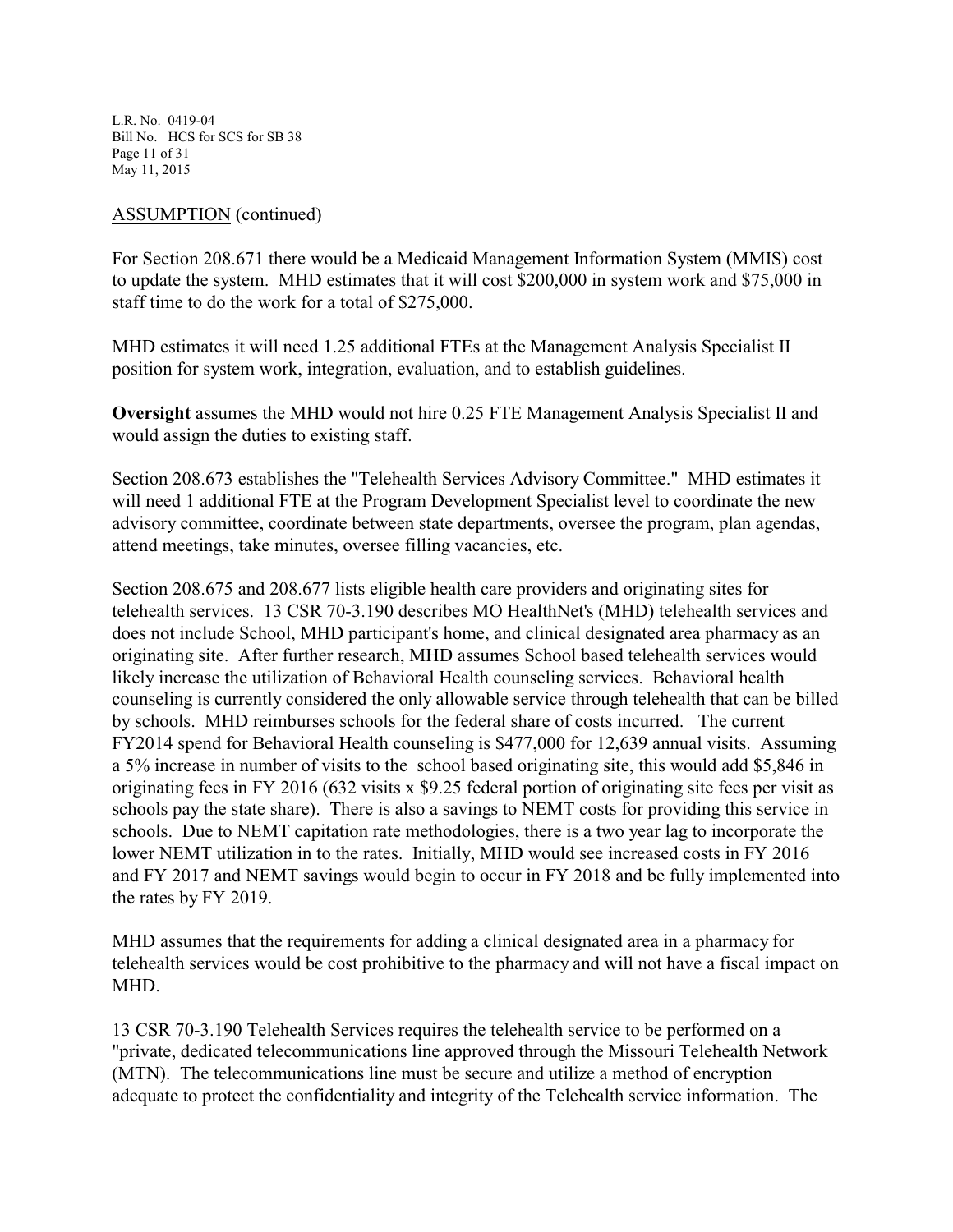ASSUMPTION (continued)

For Section 208.671 there would be a Medicaid Management Information System (MMIS) cost to update the system. MHD estimates that it will cost $200,000 in system work and $75,000 in staff time to do the work for a total of $275,000.

MHD estimates it will need 1.25 additional FTEs at the Management Analysis Specialist II position for system work, integration, evaluation, and to establish guidelines.

**Oversight** assumes the MHD would not hire 0.25 FTE Management Analysis Specialist II and would assign the duties to existing staff.

Section 208.673 establishes the "Telehealth Services Advisory Committee." MHD estimates it will need 1 additional FTE at the Program Development Specialist level to coordinate the new advisory committee, coordinate between state departments, oversee the program, plan agendas, attend meetings, take minutes, oversee filling vacancies, etc.

Section 208.675 and 208.677 lists eligible health care providers and originating sites for telehealth services. 13 CSR 70-3.190 describes MO HealthNet's (MHD) telehealth services and does not include School, MHD participant's home, and clinical designated area pharmacy as an originating site. After further research, MHD assumes School based telehealth services would likely increase the utilization of Behavioral Health counseling services. Behavioral health counseling is currently considered the only allowable service through telehealth that can be billed by schools. MHD reimburses schools for the federal share of costs incurred. The current FY2014 spend for Behavioral Health counseling is $477,000 for 12,639 annual visits. Assuming a 5% increase in number of visits to the school based originating site, this would add $5,846 in originating fees in FY 2016 (632 visits x $9.25 federal portion of originating site fees per visit as schools pay the state share). There is also a savings to NEMT costs for providing this service in schools. Due to NEMT capitation rate methodologies, there is a two year lag to incorporate the lower NEMT utilization in to the rates. Initially, MHD would see increased costs in FY 2016 and FY 2017 and NEMT savings would begin to occur in FY 2018 and be fully implemented into the rates by FY 2019.

MHD assumes that the requirements for adding a clinical designated area in a pharmacy for telehealth services would be cost prohibitive to the pharmacy and will not have a fiscal impact on MHD.

13 CSR 70-3.190 Telehealth Services requires the telehealth service to be performed on a "private, dedicated telecommunications line approved through the Missouri Telehealth Network (MTN). The telecommunications line must be secure and utilize a method of encryption adequate to protect the confidentiality and integrity of the Telehealth service information. The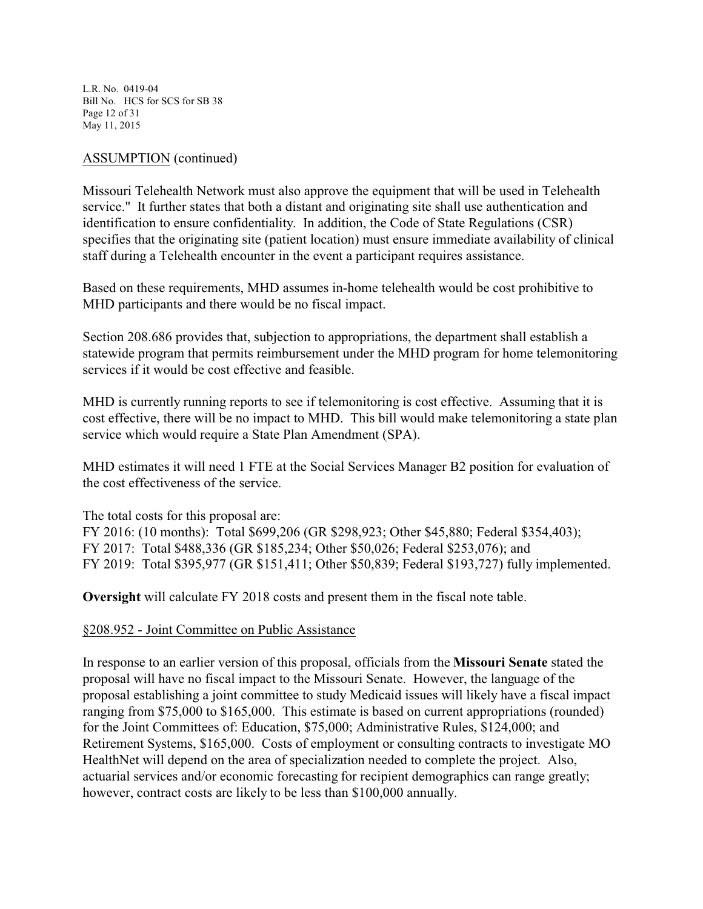ASSUMPTION (continued)

Missouri Telehealth Network must also approve the equipment that will be used in Telehealth service." It further states that both a distant and originating site shall use authentication and identification to ensure confidentiality. In addition, the Code of State Regulations (CSR) specifies that the originating site (patient location) must ensure immediate availability of clinical staff during a Telehealth encounter in the event a participant requires assistance.

Based on these requirements, MHD assumes in-home telehealth would be cost prohibitive to MHD participants and there would be no fiscal impact.

Section 208.686 provides that, subjection to appropriations, the department shall establish a statewide program that permits reimbursement under the MHD program for home telemonitoring services if it would be cost effective and feasible.

MHD is currently running reports to see if telemonitoring is cost effective. Assuming that it is cost effective, there will be no impact to MHD. This bill would make telemonitoring a state plan service which would require a State Plan Amendment (SPA).

MHD estimates it will need 1 FTE at the Social Services Manager B2 position for evaluation of the cost effectiveness of the service.

The total costs for this proposal are:
FY 2016: (10 months): Total $699,206 (GR $298,923; Other $45,880; Federal $354,403);
FY 2017: Total $488,336 (GR $185,234; Other $50,026; Federal $253,076); and
FY 2019: Total $395,977 (GR $151,411; Other $50,839; Federal $193,727) fully implemented.

**Oversight** will calculate FY 2018 costs and present them in the fiscal note table.

§208.952 - Joint Committee on Public Assistance

In response to an earlier version of this proposal, officials from the **Missouri Senate** stated the proposal will have no fiscal impact to the Missouri Senate. However, the language of the proposal establishing a joint committee to study Medicaid issues will likely have a fiscal impact ranging from $75,000 to $165,000. This estimate is based on current appropriations (rounded) for the Joint Committees of: Education, $75,000; Administrative Rules, $124,000; and Retirement Systems, $165,000. Costs of employment or consulting contracts to investigate MO HealthNet will depend on the area of specialization needed to complete the project. Also, actuarial services and/or economic forecasting for recipient demographics can range greatly; however, contract costs are likely to be less than $100,000 annually.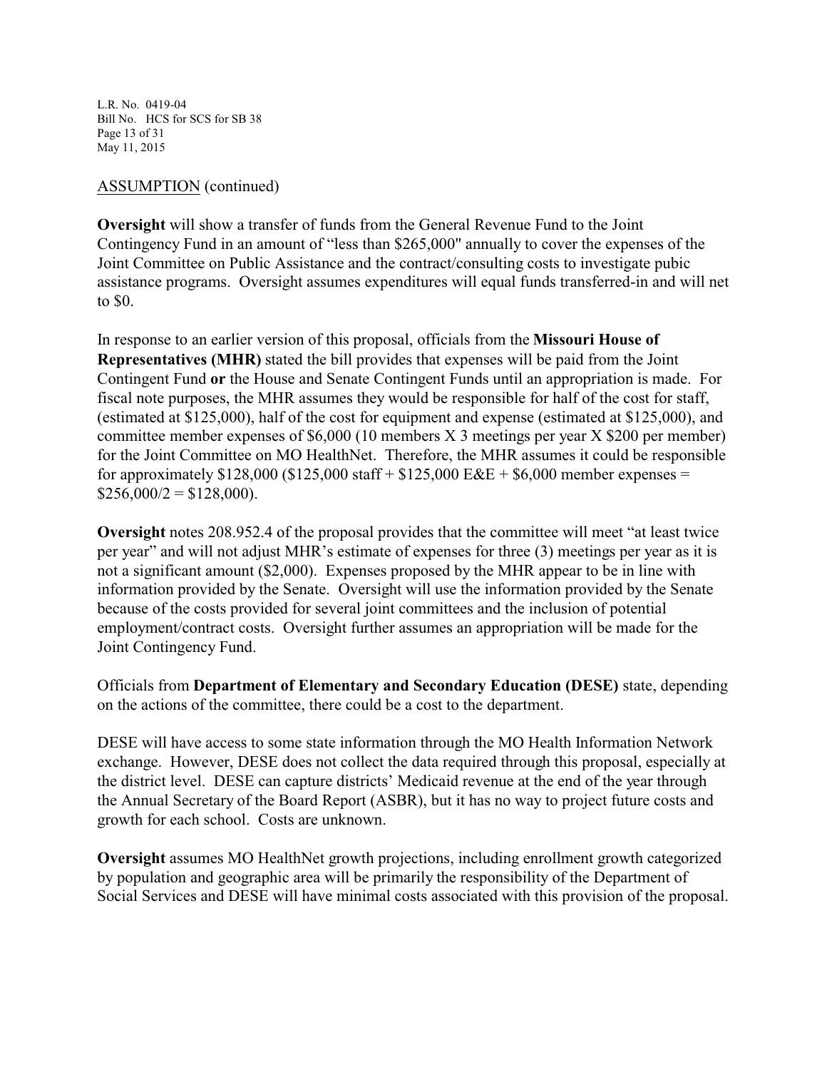ASSUMPTION (continued)

**Oversight** will show a transfer of funds from the General Revenue Fund to the Joint Contingency Fund in an amount of "less than $265,000" annually to cover the expenses of the Joint Committee on Public Assistance and the contract/consulting costs to investigate pubic assistance programs. Oversight assumes expenditures will equal funds transferred-in and will net to $0.

In response to an earlier version of this proposal, officials from the **Missouri House of Representatives (MHR)** stated the bill provides that expenses will be paid from the Joint Contingent Fund **or** the House and Senate Contingent Funds until an appropriation is made. For fiscal note purposes, the MHR assumes they would be responsible for half of the cost for staff, (estimated at $125,000), half of the cost for equipment and expense (estimated at $125,000), and committee member expenses of $6,000 (10 members X 3 meetings per year X $200 per member) for the Joint Committee on MO HealthNet. Therefore, the MHR assumes it could be responsible for approximately $128,000 ($125,000 staff + $125,000 E&E + $6,000 member expenses = $256,000/2 = $128,000).

**Oversight** notes 208.952.4 of the proposal provides that the committee will meet "at least twice per year" and will not adjust MHR's estimate of expenses for three (3) meetings per year as it is not a significant amount ($2,000). Expenses proposed by the MHR appear to be in line with information provided by the Senate. Oversight will use the information provided by the Senate because of the costs provided for several joint committees and the inclusion of potential employment/contract costs. Oversight further assumes an appropriation will be made for the Joint Contingency Fund.

Officials from **Department of Elementary and Secondary Education (DESE)** state, depending on the actions of the committee, there could be a cost to the department.

DESE will have access to some state information through the MO Health Information Network exchange. However, DESE does not collect the data required through this proposal, especially at the district level. DESE can capture districts' Medicaid revenue at the end of the year through the Annual Secretary of the Board Report (ASBR), but it has no way to project future costs and growth for each school. Costs are unknown.

**Oversight** assumes MO HealthNet growth projections, including enrollment growth categorized by population and geographic area will be primarily the responsibility of the Department of Social Services and DESE will have minimal costs associated with this provision of the proposal.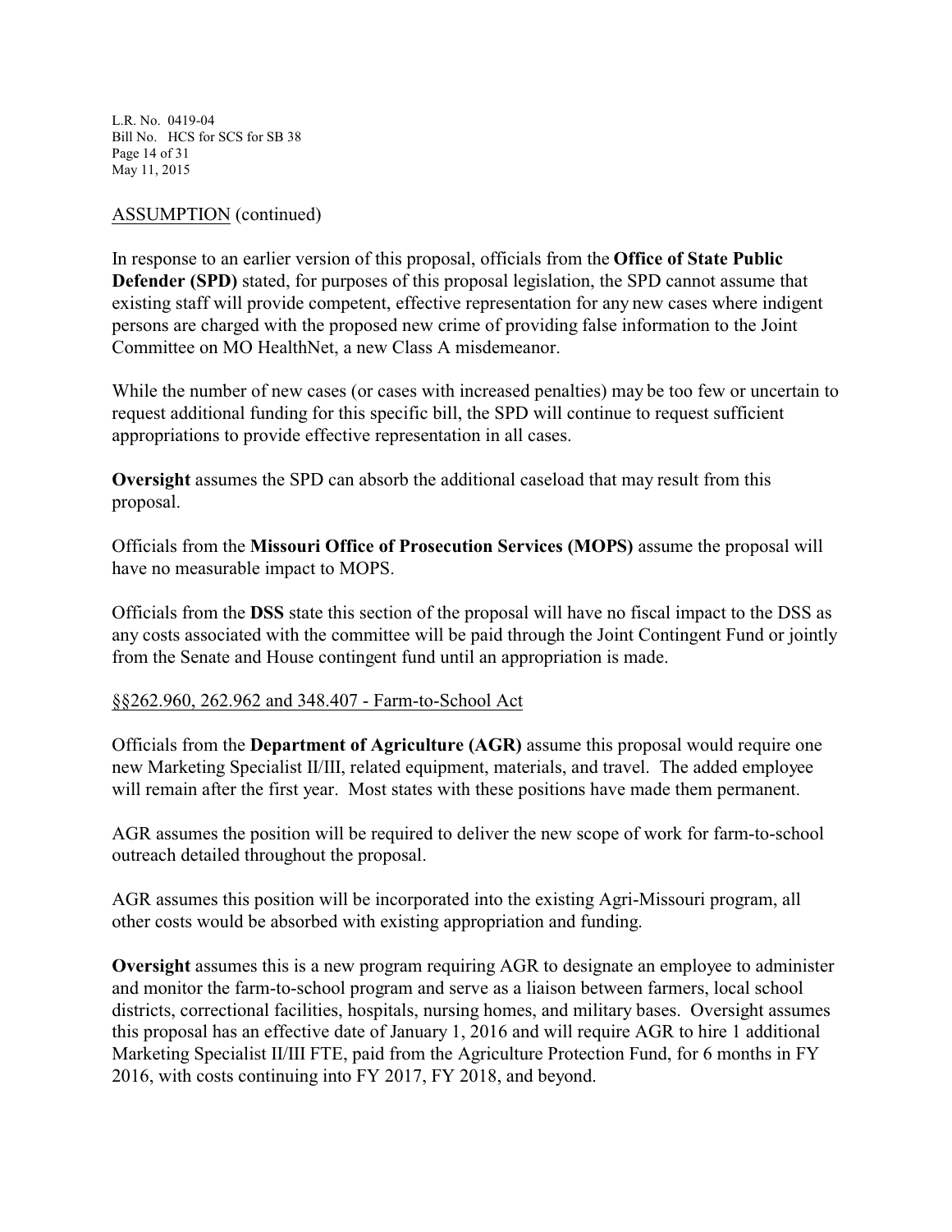ASSUMPTION (continued)

In response to an earlier version of this proposal, officials from the **Office of State Public Defender (SPD)** stated, for purposes of this proposal legislation, the SPD cannot assume that existing staff will provide competent, effective representation for any new cases where indigent persons are charged with the proposed new crime of providing false information to the Joint Committee on MO HealthNet, a new Class A misdemeanor.

While the number of new cases (or cases with increased penalties) may be too few or uncertain to request additional funding for this specific bill, the SPD will continue to request sufficient appropriations to provide effective representation in all cases.

**Oversight** assumes the SPD can absorb the additional caseload that may result from this proposal.

Officials from the **Missouri Office of Prosecution Services (MOPS)** assume the proposal will have no measurable impact to MOPS.

Officials from the **DSS** state this section of the proposal will have no fiscal impact to the DSS as any costs associated with the committee will be paid through the Joint Contingent Fund or jointly from the Senate and House contingent fund until an appropriation is made.

§§262.960, 262.962 and 348.407 - Farm-to-School Act

Officials from the **Department of Agriculture (AGR)** assume this proposal would require one new Marketing Specialist II/III, related equipment, materials, and travel. The added employee will remain after the first year. Most states with these positions have made them permanent.

AGR assumes the position will be required to deliver the new scope of work for farm-to-school outreach detailed throughout the proposal.

AGR assumes this position will be incorporated into the existing Agri-Missouri program, all other costs would be absorbed with existing appropriation and funding.

**Oversight** assumes this is a new program requiring AGR to designate an employee to administer and monitor the farm-to-school program and serve as a liaison between farmers, local school districts, correctional facilities, hospitals, nursing homes, and military bases. Oversight assumes this proposal has an effective date of January 1, 2016 and will require AGR to hire 1 additional Marketing Specialist II/III FTE, paid from the Agriculture Protection Fund, for 6 months in FY 2016, with costs continuing into FY 2017, FY 2018, and beyond.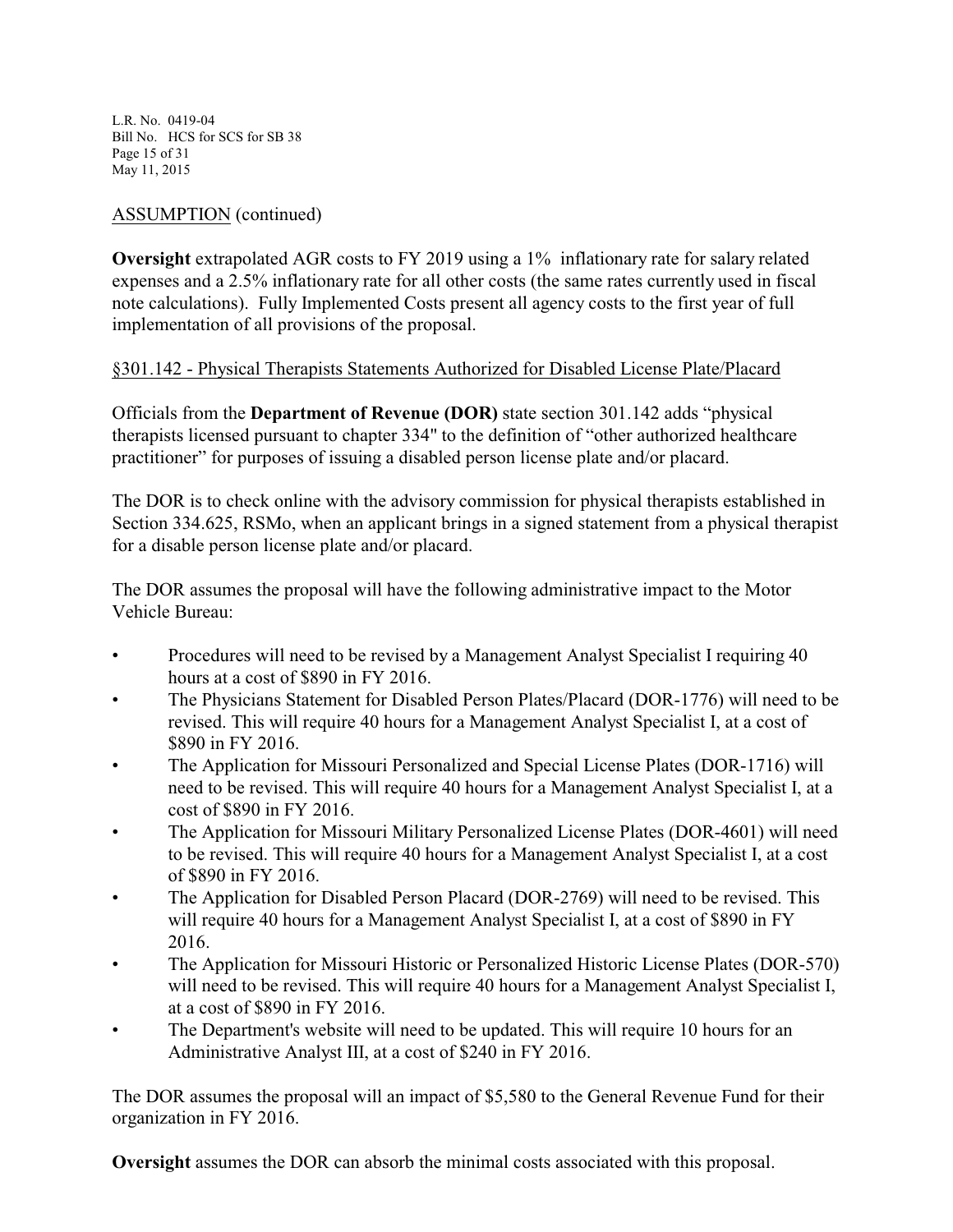ASSUMPTION (continued)

**Oversight** extrapolated AGR costs to FY 2019 using a 1% inflationary rate for salary related expenses and a 2.5% inflationary rate for all other costs (the same rates currently used in fiscal note calculations). Fully Implemented Costs present all agency costs to the first year of full implementation of all provisions of the proposal.

§301.142 - Physical Therapists Statements Authorized for Disabled License Plate/Placard

Officials from the **Department of Revenue (DOR)** state section 301.142 adds "physical therapists licensed pursuant to chapter 334" to the definition of "other authorized healthcare practitioner" for purposes of issuing a disabled person license plate and/or placard.

The DOR is to check online with the advisory commission for physical therapists established in Section 334.625, RSMo, when an applicant brings in a signed statement from a physical therapist for a disable person license plate and/or placard.

The DOR assumes the proposal will have the following administrative impact to the Motor Vehicle Bureau:

- Procedures will need to be revised by a Management Analyst Specialist I requiring 40 hours at a cost of $890 in FY 2016.
- The Physicians Statement for Disabled Person Plates/Placard (DOR-1776) will need to be revised. This will require 40 hours for a Management Analyst Specialist I, at a cost of $890 in FY 2016.
- The Application for Missouri Personalized and Special License Plates (DOR-1716) will need to be revised. This will require 40 hours for a Management Analyst Specialist I, at a cost of $890 in FY 2016.
- The Application for Missouri Military Personalized License Plates (DOR-4601) will need to be revised. This will require 40 hours for a Management Analyst Specialist I, at a cost of $890 in FY 2016.
- The Application for Disabled Person Placard (DOR-2769) will need to be revised. This will require 40 hours for a Management Analyst Specialist I, at a cost of $890 in FY 2016.
- The Application for Missouri Historic or Personalized Historic License Plates (DOR-570) will need to be revised. This will require 40 hours for a Management Analyst Specialist I, at a cost of $890 in FY 2016.
- The Department's website will need to be updated. This will require 10 hours for an Administrative Analyst III, at a cost of $240 in FY 2016.

The DOR assumes the proposal will an impact of $5,580 to the General Revenue Fund for their organization in FY 2016.

**Oversight** assumes the DOR can absorb the minimal costs associated with this proposal.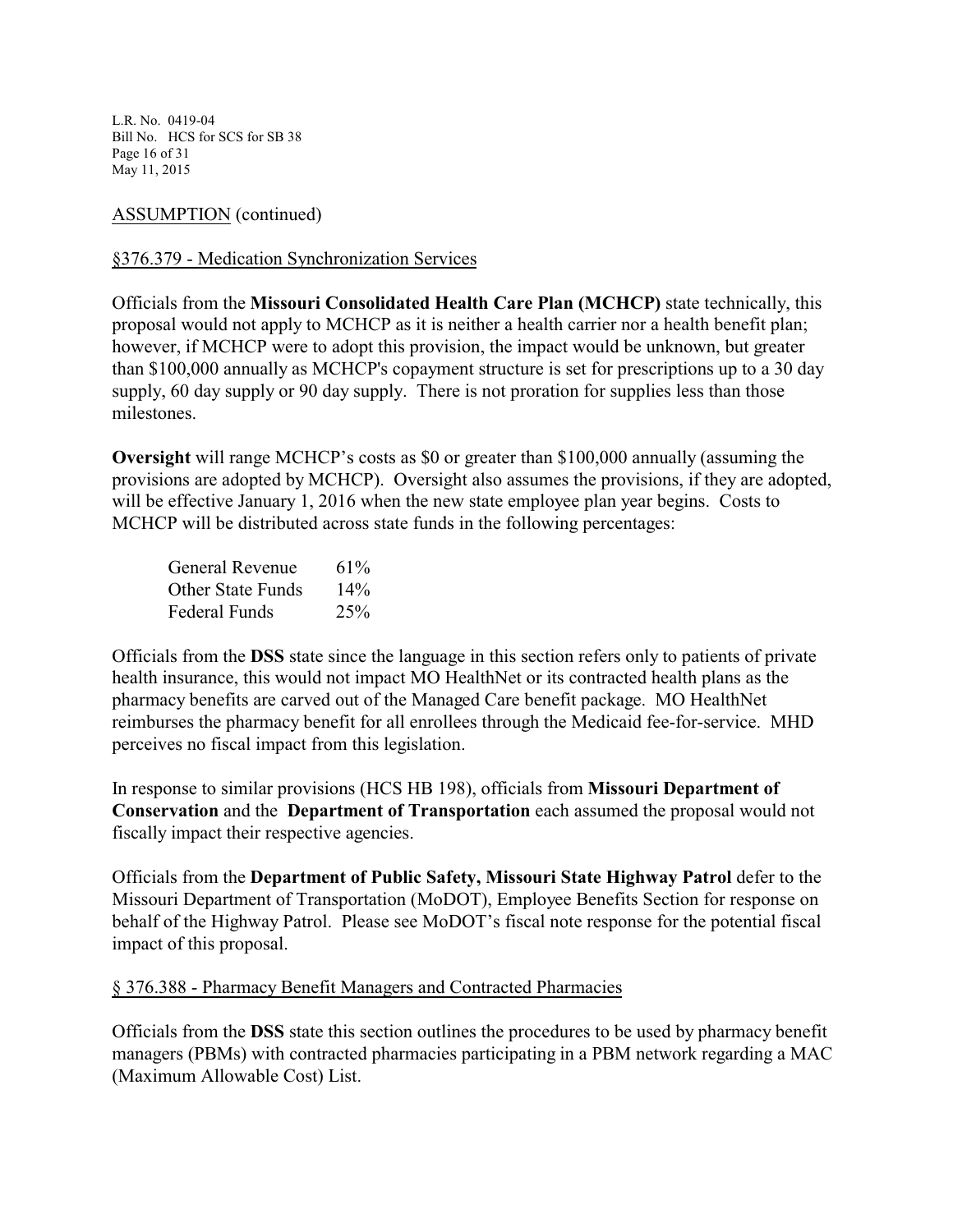ASSUMPTION (continued)

§376.379 - Medication Synchronization Services

Officials from the **Missouri Consolidated Health Care Plan (MCHCP)** state technically, this proposal would not apply to MCHCP as it is neither a health carrier nor a health benefit plan; however, if MCHCP were to adopt this provision, the impact would be unknown, but greater than $100,000 annually as MCHCP's copayment structure is set for prescriptions up to a 30 day supply, 60 day supply or 90 day supply. There is not proration for supplies less than those milestones.

**Oversight** will range MCHCP's costs as $0 or greater than $100,000 annually (assuming the provisions are adopted by MCHCP). Oversight also assumes the provisions, if they are adopted, will be effective January 1, 2016 when the new state employee plan year begins. Costs to MCHCP will be distributed across state funds in the following percentages:

| | |
|---|---|
| General Revenue | 61% |
| Other State Funds | 14% |
| Federal Funds | 25% |

Officials from the **DSS** state since the language in this section refers only to patients of private health insurance, this would not impact MO HealthNet or its contracted health plans as the pharmacy benefits are carved out of the Managed Care benefit package. MO HealthNet reimburses the pharmacy benefit for all enrollees through the Medicaid fee-for-service. MHD perceives no fiscal impact from this legislation.

In response to similar provisions (HCS HB 198), officials from **Missouri Department of Conservation** and the **Department of Transportation** each assumed the proposal would not fiscally impact their respective agencies.

Officials from the **Department of Public Safety, Missouri State Highway Patrol** defer to the Missouri Department of Transportation (MoDOT), Employee Benefits Section for response on behalf of the Highway Patrol. Please see MoDOT's fiscal note response for the potential fiscal impact of this proposal.

§ 376.388 - Pharmacy Benefit Managers and Contracted Pharmacies

Officials from the **DSS** state this section outlines the procedures to be used by pharmacy benefit managers (PBMs) with contracted pharmacies participating in a PBM network regarding a MAC (Maximum Allowable Cost) List.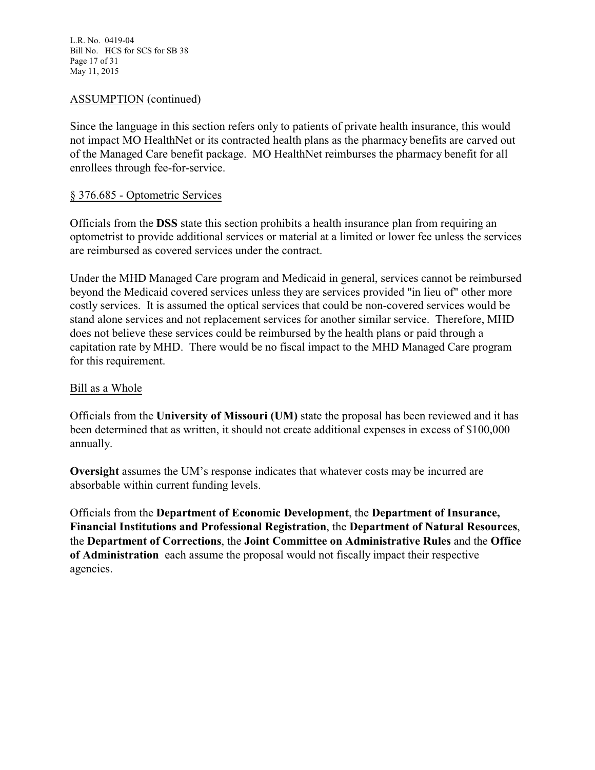ASSUMPTION (continued)

Since the language in this section refers only to patients of private health insurance, this would not impact MO HealthNet or its contracted health plans as the pharmacy benefits are carved out of the Managed Care benefit package. MO HealthNet reimburses the pharmacy benefit for all enrollees through fee-for-service.

§ 376.685 - Optometric Services

Officials from the **DSS** state this section prohibits a health insurance plan from requiring an optometrist to provide additional services or material at a limited or lower fee unless the services are reimbursed as covered services under the contract.

Under the MHD Managed Care program and Medicaid in general, services cannot be reimbursed beyond the Medicaid covered services unless they are services provided "in lieu of" other more costly services. It is assumed the optical services that could be non-covered services would be stand alone services and not replacement services for another similar service. Therefore, MHD does not believe these services could be reimbursed by the health plans or paid through a capitation rate by MHD. There would be no fiscal impact to the MHD Managed Care program for this requirement.

Bill as a Whole

Officials from the **University of Missouri (UM)** state the proposal has been reviewed and it has been determined that as written, it should not create additional expenses in excess of $100,000 annually.

**Oversight** assumes the UM's response indicates that whatever costs may be incurred are absorbable within current funding levels.

Officials from the **Department of Economic Development**, the **Department of Insurance, Financial Institutions and Professional Registration**, the **Department of Natural Resources**, the **Department of Corrections**, the **Joint Committee on Administrative Rules** and the **Office of Administration** each assume the proposal would not fiscally impact their respective agencies.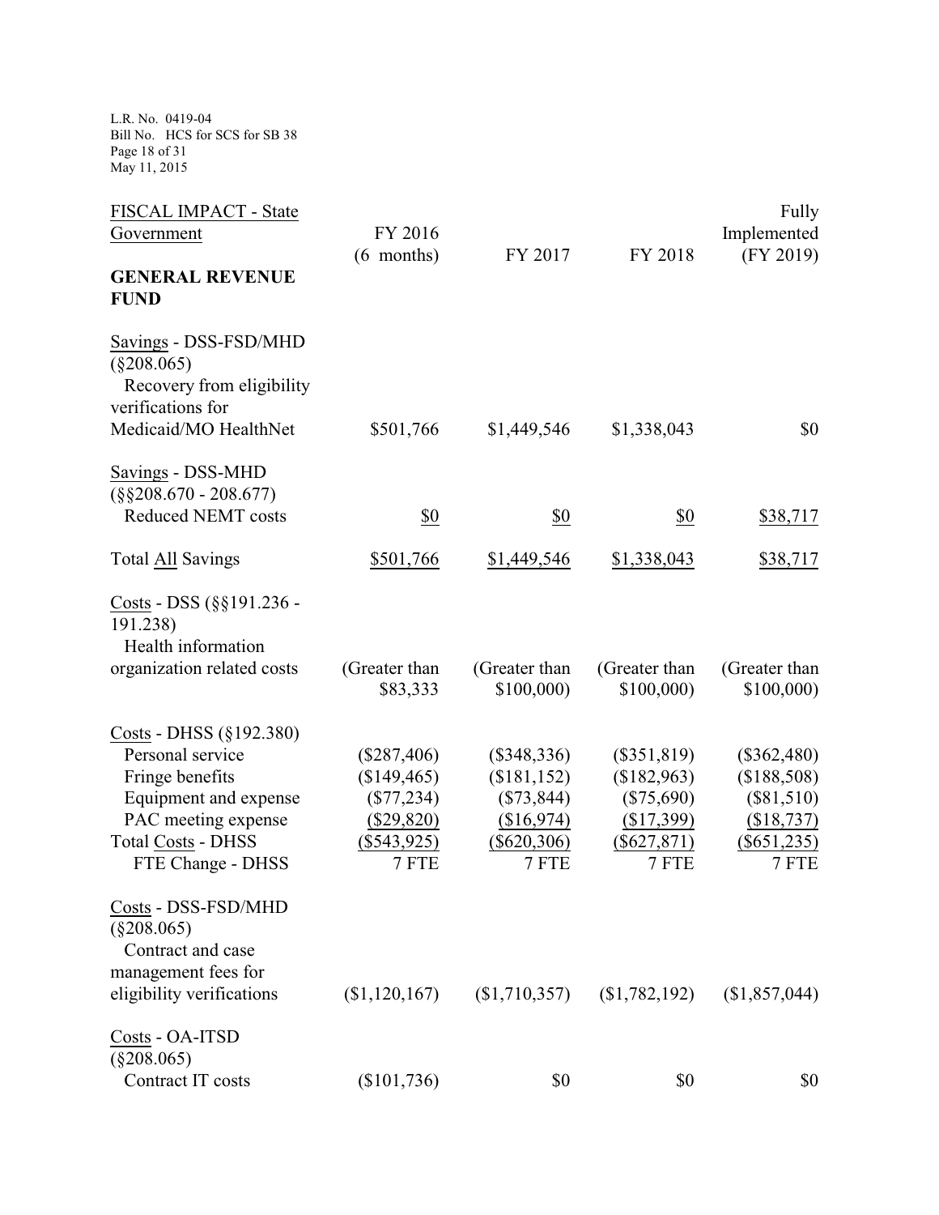L.R. No. 0419-04
Bill No. HCS for SCS for SB 38
May 11, 2015

| FISCAL IMPACT - State Government | FY 2016 (6 months) | FY 2017 | FY 2018 | Fully Implemented (FY 2019) |
|---|---|---|---|---|
| **GENERAL REVENUE FUND** | | | | |
| Savings - DSS-FSD/MHD (§208.065) Recovery from eligibility verifications for Medicaid/MO HealthNet | $501,766 | $1,449,546 | $1,338,043 | $0 |
| Savings - DSS-MHD (§§208.670 - 208.677) Reduced NEMT costs | $0 | $0 | $0 | $38,717 |
| Total All Savings | $501,766 | $1,449,546 | $1,338,043 | $38,717 |
| Costs - DSS (§§191.236 - 191.238) Health information organization related costs | (Greater than $83,333 | (Greater than $100,000) | (Greater than $100,000) | (Greater than $100,000) |
| Costs - DHSS (§192.380) | | | | |
| Personal service | ($287,406) | ($348,336) | ($351,819) | ($362,480) |
| Fringe benefits | ($149,465) | ($181,152) | ($182,963) | ($188,508) |
| Equipment and expense | ($77,234) | ($73,844) | ($75,690) | ($81,510) |
| PAC meeting expense | ($29,820) | ($16,974) | ($17,399) | ($18,737) |
| Total Costs - DHSS | ($543,925) | ($620,306) | ($627,871) | ($651,235) |
| FTE Change - DHSS | 7 FTE | 7 FTE | 7 FTE | 7 FTE |
| Costs - DSS-FSD/MHD (§208.065) Contract and case management fees for eligibility verifications | ($1,120,167) | ($1,710,357) | ($1,782,192) | ($1,857,044) |
| Costs - OA-ITSD (§208.065) Contract IT costs | ($101,736) | $0 | $0 | $0 |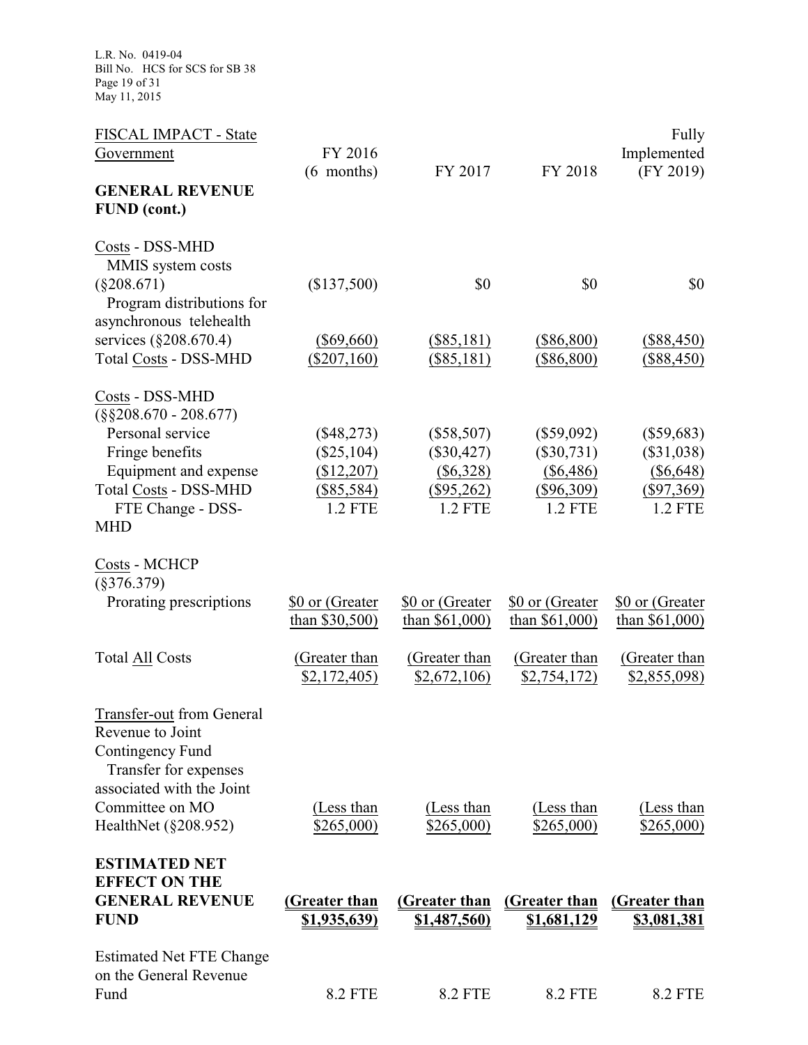| FISCAL IMPACT - State Government | FY 2016 (6 months) | FY 2017 | FY 2018 | Fully Implemented (FY 2019) |
|---|---|---|---|---|
| **GENERAL REVENUE FUND (cont.)** | | | | |
| Costs - DSS-MHD | | | | |
| MMIS system costs (§208.671) | ($137,500) | $0 | $0 | $0 |
| Program distributions for asynchronous telehealth services (§208.670.4) | ($69,660) | ($85,181) | ($86,800) | ($88,450) |
| Total Costs - DSS-MHD | ($207,160) | ($85,181) | ($86,800) | ($88,450) |
| Costs - DSS-MHD (§§208.670 - 208.677) | | | | |
| Personal service | ($48,273) | ($58,507) | ($59,092) | ($59,683) |
| Fringe benefits | ($25,104) | ($30,427) | ($30,731) | ($31,038) |
| Equipment and expense | ($12,207) | ($6,328) | ($6,486) | ($6,648) |
| Total Costs - DSS-MHD | ($85,584) | ($95,262) | ($96,309) | ($97,369) |
| FTE Change - DSS-MHD | 1.2 FTE | 1.2 FTE | 1.2 FTE | 1.2 FTE |
| Costs - MCHCP (§376.379) | | | | |
| Prorating prescriptions | $0 or (Greater than $30,500) | $0 or (Greater than $61,000) | $0 or (Greater than $61,000) | $0 or (Greater than $61,000) |
| Total All Costs | (Greater than $2,172,405) | (Greater than $2,672,106) | (Greater than $2,754,172) | (Greater than $2,855,098) |
| Transfer-out from General Revenue to Joint Contingency Fund | | | | |
| Transfer for expenses associated with the Joint Committee on MO HealthNet (§208.952) | (Less than $265,000) | (Less than $265,000) | (Less than $265,000) | (Less than $265,000) |
| **ESTIMATED NET EFFECT ON THE GENERAL REVENUE FUND** | **(Greater than $1,935,639)** | **(Greater than $1,487,560)** | **(Greater than $1,681,129** | **(Greater than $3,081,381** |
| Estimated Net FTE Change on the General Revenue Fund | 8.2 FTE | 8.2 FTE | 8.2 FTE | 8.2 FTE |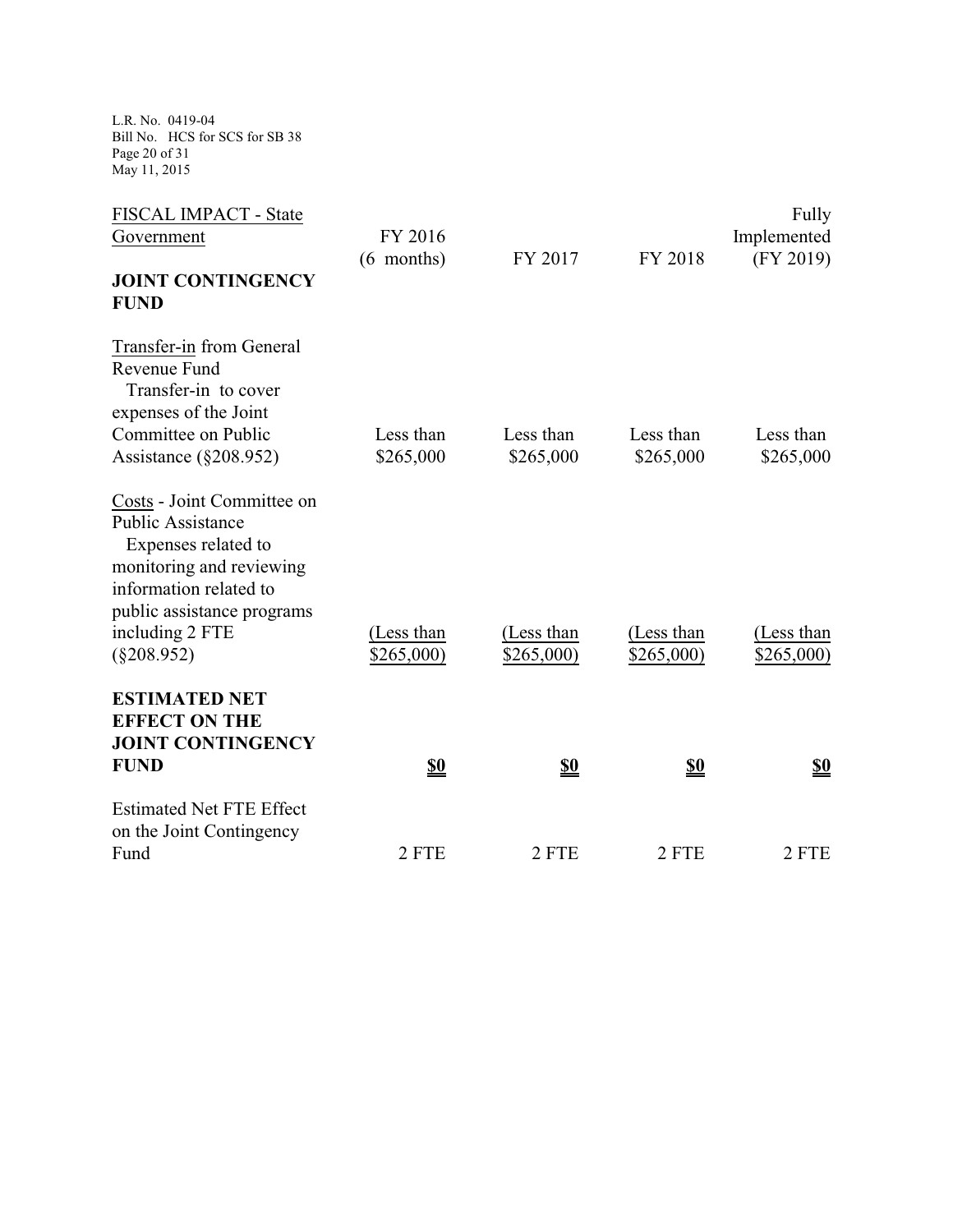| FISCAL IMPACT - State Government | FY 2016 (6 months) | FY 2017 | FY 2018 | Fully Implemented (FY 2019) |
|---|---|---|---|---|
| **JOINT CONTINGENCY FUND** | | | | |
| Transfer-in from General Revenue Fund<br>Transfer-in to cover expenses of the Joint Committee on Public Assistance (§208.952) | Less than $265,000 | Less than $265,000 | Less than $265,000 | Less than $265,000 |
| Costs - Joint Committee on Public Assistance<br>Expenses related to monitoring and reviewing information related to public assistance programs including 2 FTE (§208.952) | (Less than $265,000) | (Less than $265,000) | (Less than $265,000) | (Less than $265,000) |
| **ESTIMATED NET EFFECT ON THE JOINT CONTINGENCY FUND** | **$0** | **$0** | **$0** | **$0** |
| Estimated Net FTE Effect on the Joint Contingency Fund | 2 FTE | 2 FTE | 2 FTE | 2 FTE |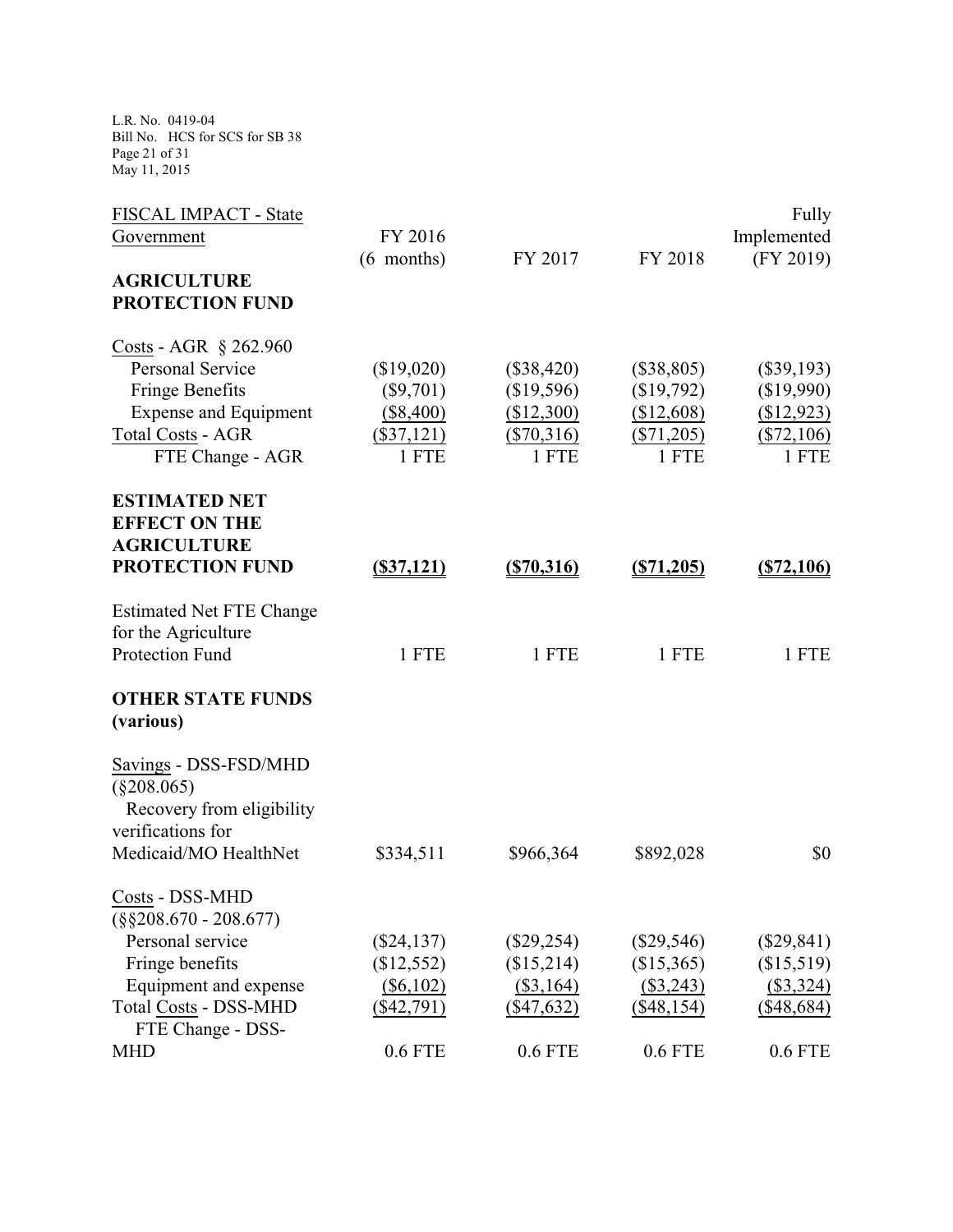| FISCAL IMPACT - State Government | FY 2016 (6 months) | FY 2017 | FY 2018 | Fully Implemented (FY 2019) |
|---|---|---|---|---|
| **AGRICULTURE PROTECTION FUND** | | | | |
| Costs - AGR § 262.960 | | | | |
| Personal Service | ($19,020) | ($38,420) | ($38,805) | ($39,193) |
| Fringe Benefits | ($9,701) | ($19,596) | ($19,792) | ($19,990) |
| Expense and Equipment | ($8,400) | ($12,300) | ($12,608) | ($12,923) |
| Total Costs - AGR | ($37,121) | ($70,316) | ($71,205) | ($72,106) |
| FTE Change - AGR | 1 FTE | 1 FTE | 1 FTE | 1 FTE |
| **ESTIMATED NET EFFECT ON THE AGRICULTURE PROTECTION FUND** | **($37,121)** | **($70,316)** | **($71,205)** | **($72,106)** |
| Estimated Net FTE Change for the Agriculture Protection Fund | 1 FTE | 1 FTE | 1 FTE | 1 FTE |
| **OTHER STATE FUNDS (various)** | | | | |
| Savings - DSS-FSD/MHD (§208.065) | | | | |
| Recovery from eligibility verifications for Medicaid/MO HealthNet | $334,511 | $966,364 | $892,028 | $0 |
| Costs - DSS-MHD (§§208.670 - 208.677) | | | | |
| Personal service | ($24,137) | ($29,254) | ($29,546) | ($29,841) |
| Fringe benefits | ($12,552) | ($15,214) | ($15,365) | ($15,519) |
| Equipment and expense | ($6,102) | ($3,164) | ($3,243) | ($3,324) |
| Total Costs - DSS-MHD | ($42,791) | ($47,632) | ($48,154) | ($48,684) |
| FTE Change - DSS-MHD | 0.6 FTE | 0.6 FTE | 0.6 FTE | 0.6 FTE |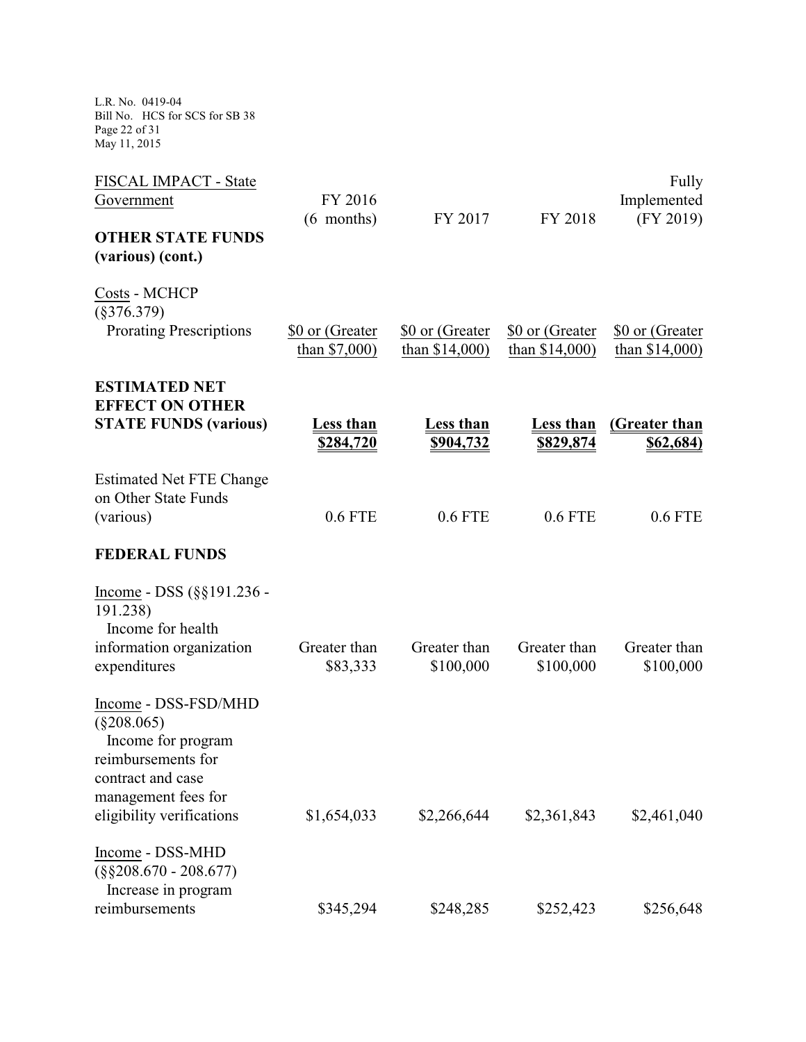| FISCAL IMPACT - State Government | FY 2016 (6 months) | FY 2017 | FY 2018 | Fully Implemented (FY 2019) |
|---|---|---|---|---|
| **OTHER STATE FUNDS (various) (cont.)** | | | | |
| Costs - MCHCP (§376.379) Prorating Prescriptions | $0 or (Greater than $7,000) | $0 or (Greater than $14,000) | $0 or (Greater than $14,000) | $0 or (Greater than $14,000) |
| **ESTIMATED NET EFFECT ON OTHER STATE FUNDS (various)** | **Less than $284,720** | **Less than $904,732** | **Less than $829,874** | **(Greater than $62,684)** |
| Estimated Net FTE Change on Other State Funds (various) | 0.6 FTE | 0.6 FTE | 0.6 FTE | 0.6 FTE |
| **FEDERAL FUNDS** | | | | |
| Income - DSS (§§191.236 - 191.238) Income for health information organization expenditures | Greater than $83,333 | Greater than $100,000 | Greater than $100,000 | Greater than $100,000 |
| Income - DSS-FSD/MHD (§208.065) Income for program reimbursements for contract and case management fees for eligibility verifications | $1,654,033 | $2,266,644 | $2,361,843 | $2,461,040 |
| Income - DSS-MHD (§§208.670 - 208.677) Increase in program reimbursements | $345,294 | $248,285 | $252,423 | $256,648 |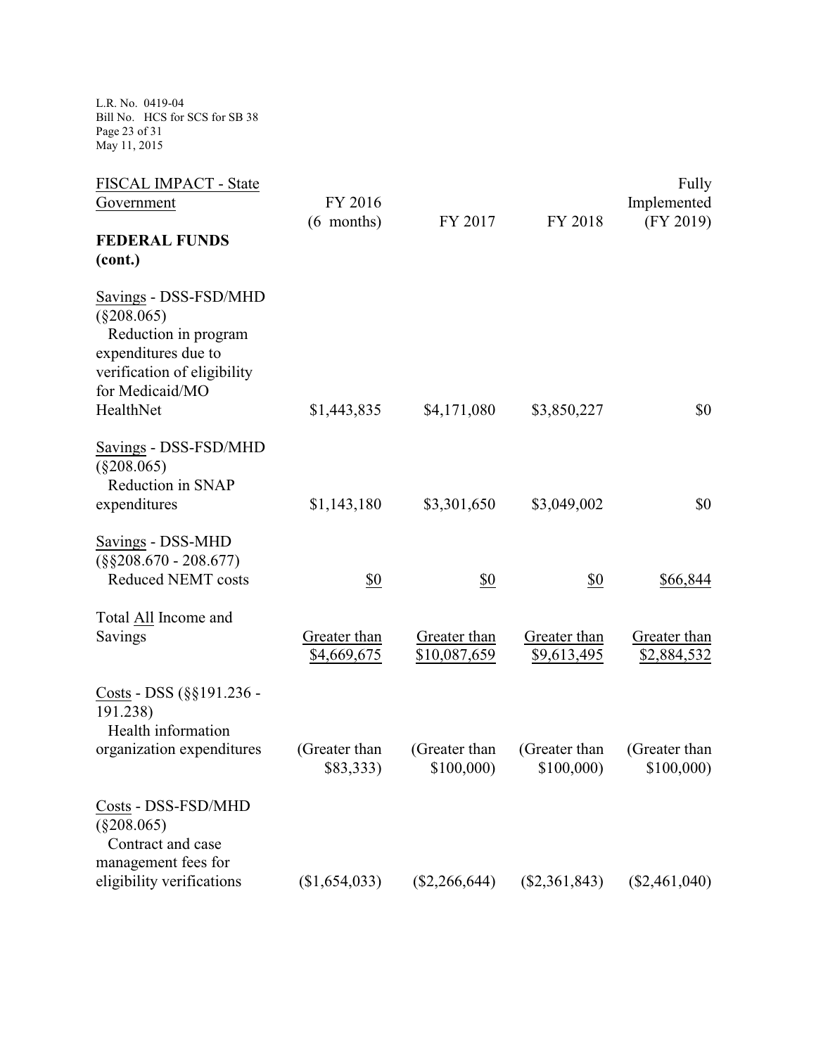| FISCAL IMPACT - State Government | FY 2016 (6 months) | FY 2017 | FY 2018 | Fully Implemented (FY 2019) |
|---|---|---|---|---|
| **FEDERAL FUNDS (cont.)** | | | | |
| Savings - DSS-FSD/MHD (§208.065) Reduction in program expenditures due to verification of eligibility for Medicaid/MO HealthNet | $1,443,835 | $4,171,080 | $3,850,227 | $0 |
| Savings - DSS-FSD/MHD (§208.065) Reduction in SNAP expenditures | $1,143,180 | $3,301,650 | $3,049,002 | $0 |
| Savings - DSS-MHD (§§208.670 - 208.677) Reduced NEMT costs | $0 | $0 | $0 | $66,844 |
| Total All Income and Savings | Greater than $4,669,675 | Greater than $10,087,659 | Greater than $9,613,495 | Greater than $2,884,532 |
| Costs - DSS (§§191.236 - 191.238) Health information organization expenditures | (Greater than $83,333) | (Greater than $100,000) | (Greater than $100,000) | (Greater than $100,000) |
| Costs - DSS-FSD/MHD (§208.065) Contract and case management fees for eligibility verifications | ($1,654,033) | ($2,266,644) | ($2,361,843) | ($2,461,040) |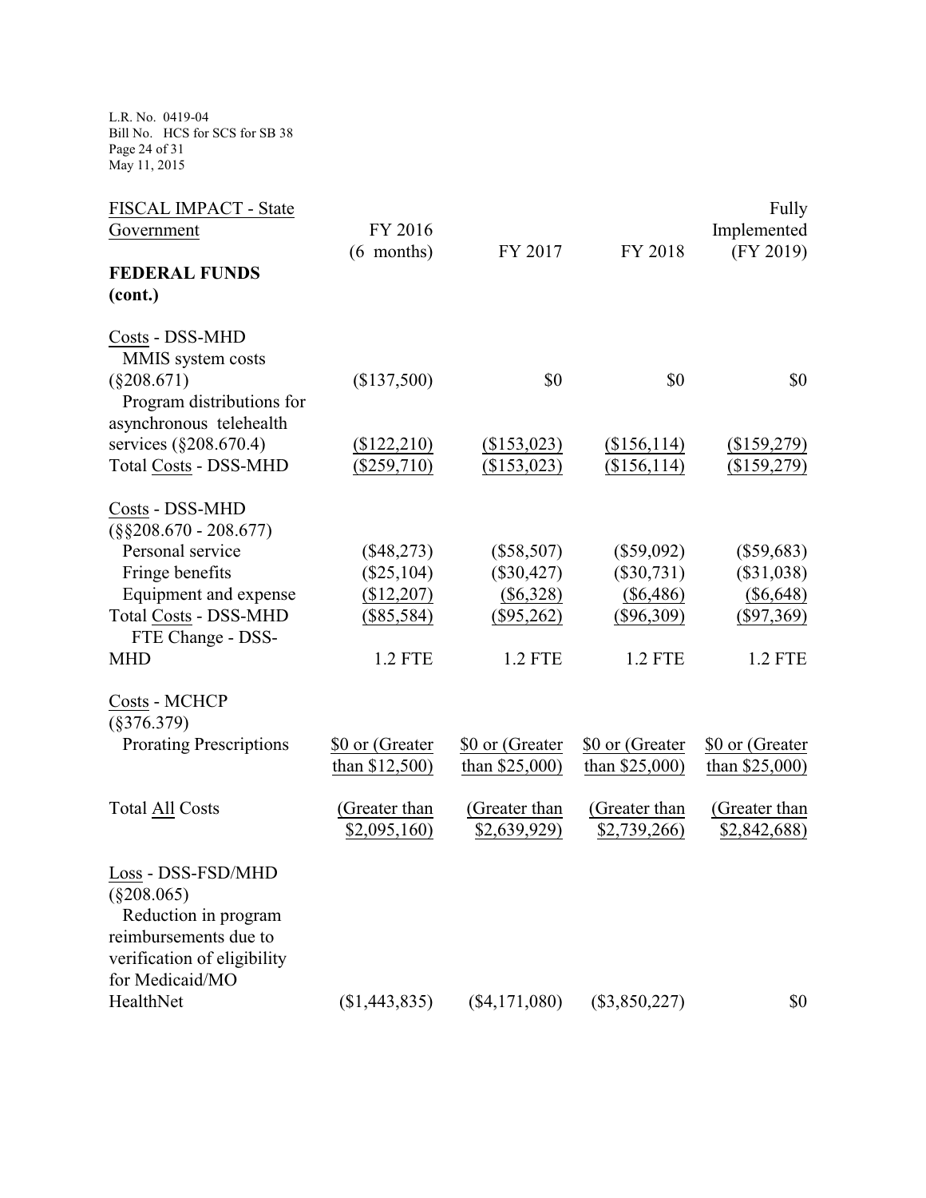| FISCAL IMPACT - State Government | FY 2016 (6 months) | FY 2017 | FY 2018 | Fully Implemented (FY 2019) |
|---|---|---|---|---|
| **FEDERAL FUNDS (cont.)** | | | | |
| Costs - DSS-MHD | | | | |
| MMIS system costs (§208.671) | ($137,500) | $0 | $0 | $0 |
| Program distributions for asynchronous telehealth services (§208.670.4) | ($122,210) | ($153,023) | ($156,114) | ($159,279) |
| Total Costs - DSS-MHD | ($259,710) | ($153,023) | ($156,114) | ($159,279) |
| Costs - DSS-MHD (§§208.670 - 208.677) | | | | |
| Personal service | ($48,273) | ($58,507) | ($59,092) | ($59,683) |
| Fringe benefits | ($25,104) | ($30,427) | ($30,731) | ($31,038) |
| Equipment and expense | ($12,207) | ($6,328) | ($6,486) | ($6,648) |
| Total Costs - DSS-MHD | ($85,584) | ($95,262) | ($96,309) | ($97,369) |
| FTE Change - DSS-MHD | 1.2 FTE | 1.2 FTE | 1.2 FTE | 1.2 FTE |
| Costs - MCHCP (§376.379) | | | | |
| Prorating Prescriptions | $0 or (Greater than $12,500) | $0 or (Greater than $25,000) | $0 or (Greater than $25,000) | $0 or (Greater than $25,000) |
| Total All Costs | (Greater than $2,095,160) | (Greater than $2,639,929) | (Greater than $2,739,266) | (Greater than $2,842,688) |
| Loss - DSS-FSD/MHD (§208.065) | | | | |
| Reduction in program reimbursements due to verification of eligibility for Medicaid/MO HealthNet | ($1,443,835) | ($4,171,080) | ($3,850,227) | $0 |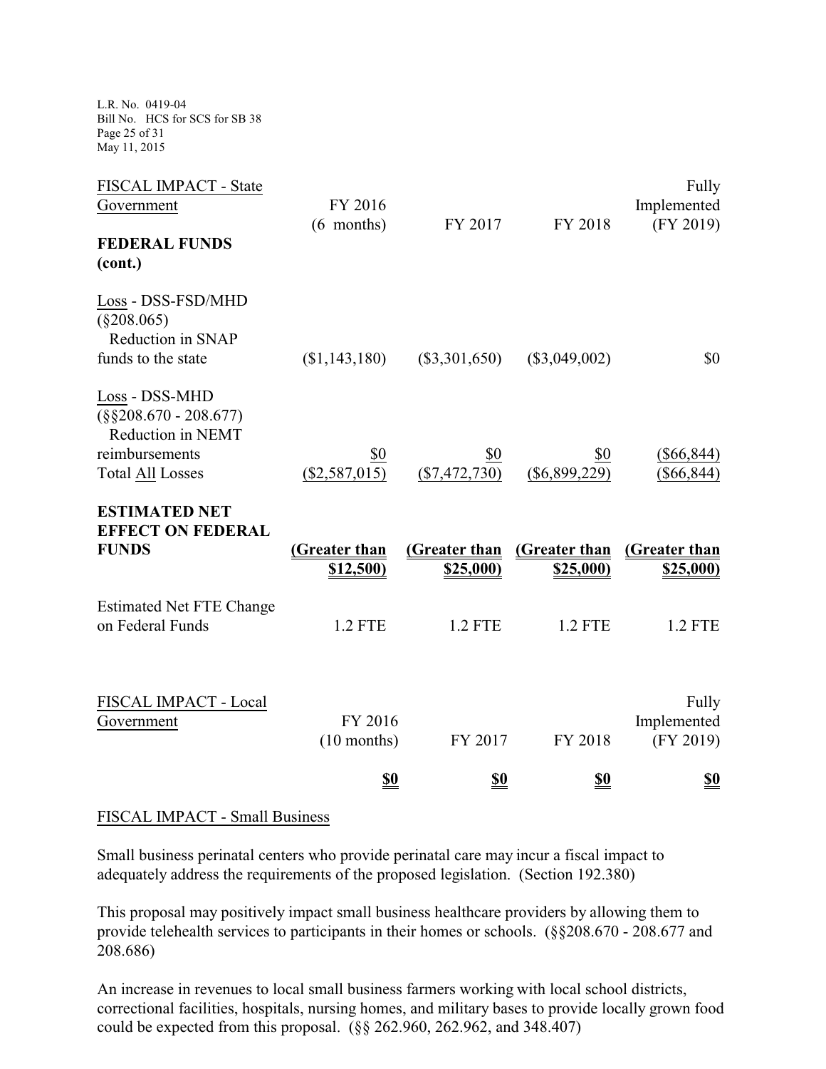| FISCAL IMPACT - State Government | FY 2016 (6 months) | FY 2017 | FY 2018 | Fully Implemented (FY 2019) |
|---|---|---|---|---|
| **FEDERAL FUNDS (cont.)** | | | | |
| Loss - DSS-FSD/MHD (§208.065) Reduction in SNAP funds to the state | ($1,143,180) | ($3,301,650) | ($3,049,002) | $0 |
| Loss - DSS-MHD (§§208.670 - 208.677) Reduction in NEMT reimbursements | $0 | $0 | $0 | ($66,844) |
| Total All Losses | ($2,587,015) | ($7,472,730) | ($6,899,229) | ($66,844) |
| **ESTIMATED NET EFFECT ON FEDERAL FUNDS** | **(Greater than $12,500)** | **(Greater than $25,000)** | **(Greater than $25,000)** | **(Greater than $25,000)** |
| Estimated Net FTE Change on Federal Funds | 1.2 FTE | 1.2 FTE | 1.2 FTE | 1.2 FTE |

| FISCAL IMPACT - Local Government | FY 2016 (10 months) | FY 2017 | FY 2018 | Fully Implemented (FY 2019) |
|---|---|---|---|---|
| | **$0** | **$0** | **$0** | **$0** |

FISCAL IMPACT - Small Business

Small business perinatal centers who provide perinatal care may incur a fiscal impact to adequately address the requirements of the proposed legislation. (Section 192.380)

This proposal may positively impact small business healthcare providers by allowing them to provide telehealth services to participants in their homes or schools. (§§208.670 - 208.677 and 208.686)

An increase in revenues to local small business farmers working with local school districts, correctional facilities, hospitals, nursing homes, and military bases to provide locally grown food could be expected from this proposal. (§§ 262.960, 262.962, and 348.407)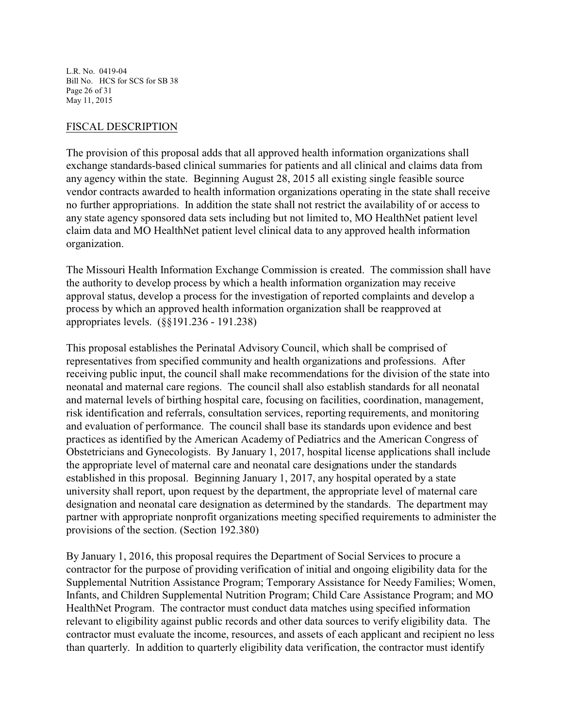FISCAL DESCRIPTION

The provision of this proposal adds that all approved health information organizations shall exchange standards-based clinical summaries for patients and all clinical and claims data from any agency within the state. Beginning August 28, 2015 all existing single feasible source vendor contracts awarded to health information organizations operating in the state shall receive no further appropriations. In addition the state shall not restrict the availability of or access to any state agency sponsored data sets including but not limited to, MO HealthNet patient level claim data and MO HealthNet patient level clinical data to any approved health information organization.

The Missouri Health Information Exchange Commission is created. The commission shall have the authority to develop process by which a health information organization may receive approval status, develop a process for the investigation of reported complaints and develop a process by which an approved health information organization shall be reapproved at appropriates levels. (§§191.236 - 191.238)

This proposal establishes the Perinatal Advisory Council, which shall be comprised of representatives from specified community and health organizations and professions. After receiving public input, the council shall make recommendations for the division of the state into neonatal and maternal care regions. The council shall also establish standards for all neonatal and maternal levels of birthing hospital care, focusing on facilities, coordination, management, risk identification and referrals, consultation services, reporting requirements, and monitoring and evaluation of performance. The council shall base its standards upon evidence and best practices as identified by the American Academy of Pediatrics and the American Congress of Obstetricians and Gynecologists. By January 1, 2017, hospital license applications shall include the appropriate level of maternal care and neonatal care designations under the standards established in this proposal. Beginning January 1, 2017, any hospital operated by a state university shall report, upon request by the department, the appropriate level of maternal care designation and neonatal care designation as determined by the standards. The department may partner with appropriate nonprofit organizations meeting specified requirements to administer the provisions of the section. (Section 192.380)

By January 1, 2016, this proposal requires the Department of Social Services to procure a contractor for the purpose of providing verification of initial and ongoing eligibility data for the Supplemental Nutrition Assistance Program; Temporary Assistance for Needy Families; Women, Infants, and Children Supplemental Nutrition Program; Child Care Assistance Program; and MO HealthNet Program. The contractor must conduct data matches using specified information relevant to eligibility against public records and other data sources to verify eligibility data. The contractor must evaluate the income, resources, and assets of each applicant and recipient no less than quarterly. In addition to quarterly eligibility data verification, the contractor must identify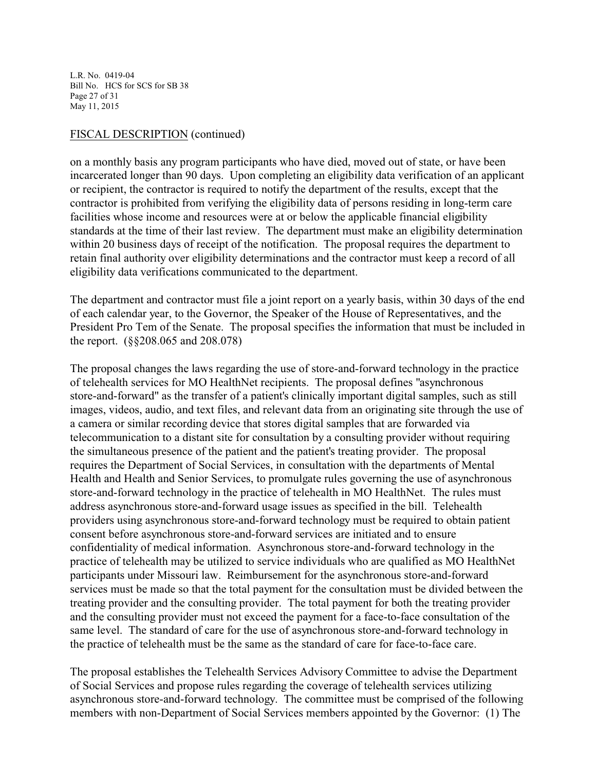## FISCAL DESCRIPTION (continued)

on a monthly basis any program participants who have died, moved out of state, or have been incarcerated longer than 90 days. Upon completing an eligibility data verification of an applicant or recipient, the contractor is required to notify the department of the results, except that the contractor is prohibited from verifying the eligibility data of persons residing in long-term care facilities whose income and resources were at or below the applicable financial eligibility standards at the time of their last review. The department must make an eligibility determination within 20 business days of receipt of the notification. The proposal requires the department to retain final authority over eligibility determinations and the contractor must keep a record of all eligibility data verifications communicated to the department.

The department and contractor must file a joint report on a yearly basis, within 30 days of the end of each calendar year, to the Governor, the Speaker of the House of Representatives, and the President Pro Tem of the Senate. The proposal specifies the information that must be included in the report. (§§208.065 and 208.078)

The proposal changes the laws regarding the use of store-and-forward technology in the practice of telehealth services for MO HealthNet recipients. The proposal defines "asynchronous store-and-forward" as the transfer of a patient's clinically important digital samples, such as still images, videos, audio, and text files, and relevant data from an originating site through the use of a camera or similar recording device that stores digital samples that are forwarded via telecommunication to a distant site for consultation by a consulting provider without requiring the simultaneous presence of the patient and the patient's treating provider. The proposal requires the Department of Social Services, in consultation with the departments of Mental Health and Health and Senior Services, to promulgate rules governing the use of asynchronous store-and-forward technology in the practice of telehealth in MO HealthNet. The rules must address asynchronous store-and-forward usage issues as specified in the bill. Telehealth providers using asynchronous store-and-forward technology must be required to obtain patient consent before asynchronous store-and-forward services are initiated and to ensure confidentiality of medical information. Asynchronous store-and-forward technology in the practice of telehealth may be utilized to service individuals who are qualified as MO HealthNet participants under Missouri law. Reimbursement for the asynchronous store-and-forward services must be made so that the total payment for the consultation must be divided between the treating provider and the consulting provider. The total payment for both the treating provider and the consulting provider must not exceed the payment for a face-to-face consultation of the same level. The standard of care for the use of asynchronous store-and-forward technology in the practice of telehealth must be the same as the standard of care for face-to-face care.

The proposal establishes the Telehealth Services Advisory Committee to advise the Department of Social Services and propose rules regarding the coverage of telehealth services utilizing asynchronous store-and-forward technology. The committee must be comprised of the following members with non-Department of Social Services members appointed by the Governor: (1) The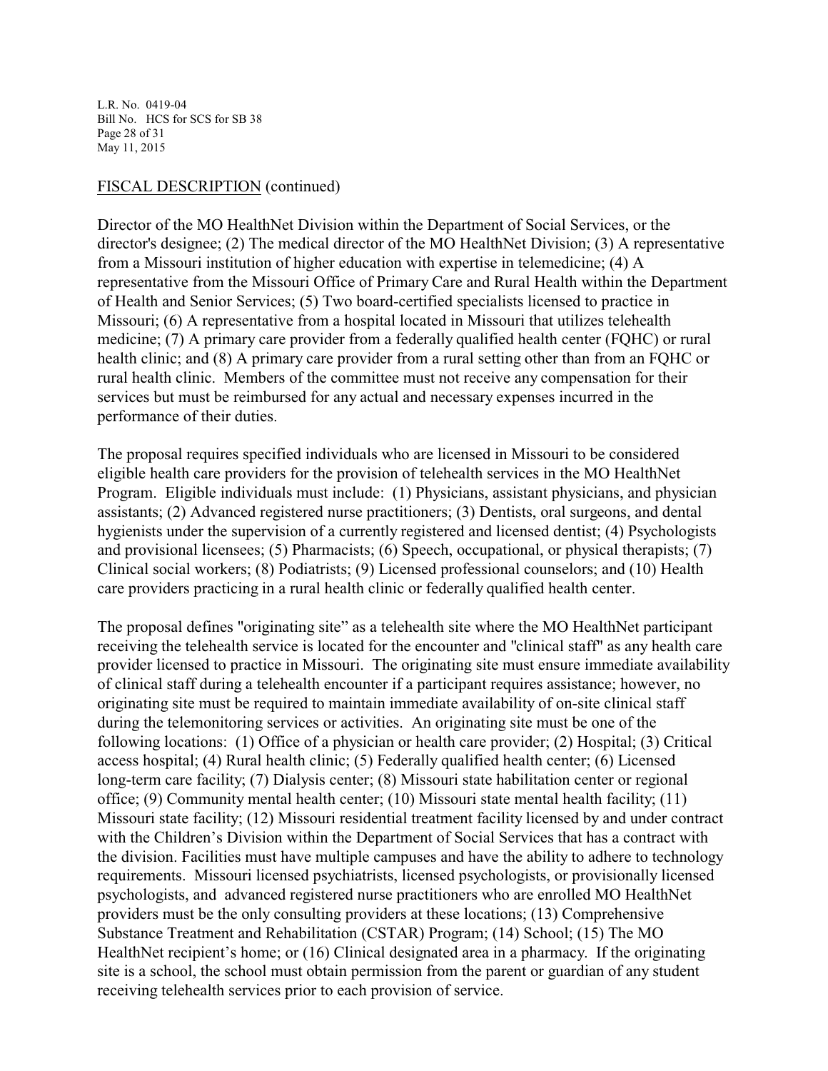FISCAL DESCRIPTION (continued)

Director of the MO HealthNet Division within the Department of Social Services, or the director's designee; (2) The medical director of the MO HealthNet Division; (3) A representative from a Missouri institution of higher education with expertise in telemedicine; (4) A representative from the Missouri Office of Primary Care and Rural Health within the Department of Health and Senior Services; (5) Two board-certified specialists licensed to practice in Missouri; (6) A representative from a hospital located in Missouri that utilizes telehealth medicine; (7) A primary care provider from a federally qualified health center (FQHC) or rural health clinic; and (8) A primary care provider from a rural setting other than from an FQHC or rural health clinic. Members of the committee must not receive any compensation for their services but must be reimbursed for any actual and necessary expenses incurred in the performance of their duties.

The proposal requires specified individuals who are licensed in Missouri to be considered eligible health care providers for the provision of telehealth services in the MO HealthNet Program. Eligible individuals must include: (1) Physicians, assistant physicians, and physician assistants; (2) Advanced registered nurse practitioners; (3) Dentists, oral surgeons, and dental hygienists under the supervision of a currently registered and licensed dentist; (4) Psychologists and provisional licensees; (5) Pharmacists; (6) Speech, occupational, or physical therapists; (7) Clinical social workers; (8) Podiatrists; (9) Licensed professional counselors; and (10) Health care providers practicing in a rural health clinic or federally qualified health center.

The proposal defines "originating site" as a telehealth site where the MO HealthNet participant receiving the telehealth service is located for the encounter and "clinical staff" as any health care provider licensed to practice in Missouri. The originating site must ensure immediate availability of clinical staff during a telehealth encounter if a participant requires assistance; however, no originating site must be required to maintain immediate availability of on-site clinical staff during the telemonitoring services or activities. An originating site must be one of the following locations: (1) Office of a physician or health care provider; (2) Hospital; (3) Critical access hospital; (4) Rural health clinic; (5) Federally qualified health center; (6) Licensed long-term care facility; (7) Dialysis center; (8) Missouri state habilitation center or regional office; (9) Community mental health center; (10) Missouri state mental health facility; (11) Missouri state facility; (12) Missouri residential treatment facility licensed by and under contract with the Children's Division within the Department of Social Services that has a contract with the division. Facilities must have multiple campuses and have the ability to adhere to technology requirements. Missouri licensed psychiatrists, licensed psychologists, or provisionally licensed psychologists, and advanced registered nurse practitioners who are enrolled MO HealthNet providers must be the only consulting providers at these locations; (13) Comprehensive Substance Treatment and Rehabilitation (CSTAR) Program; (14) School; (15) The MO HealthNet recipient's home; or (16) Clinical designated area in a pharmacy. If the originating site is a school, the school must obtain permission from the parent or guardian of any student receiving telehealth services prior to each provision of service.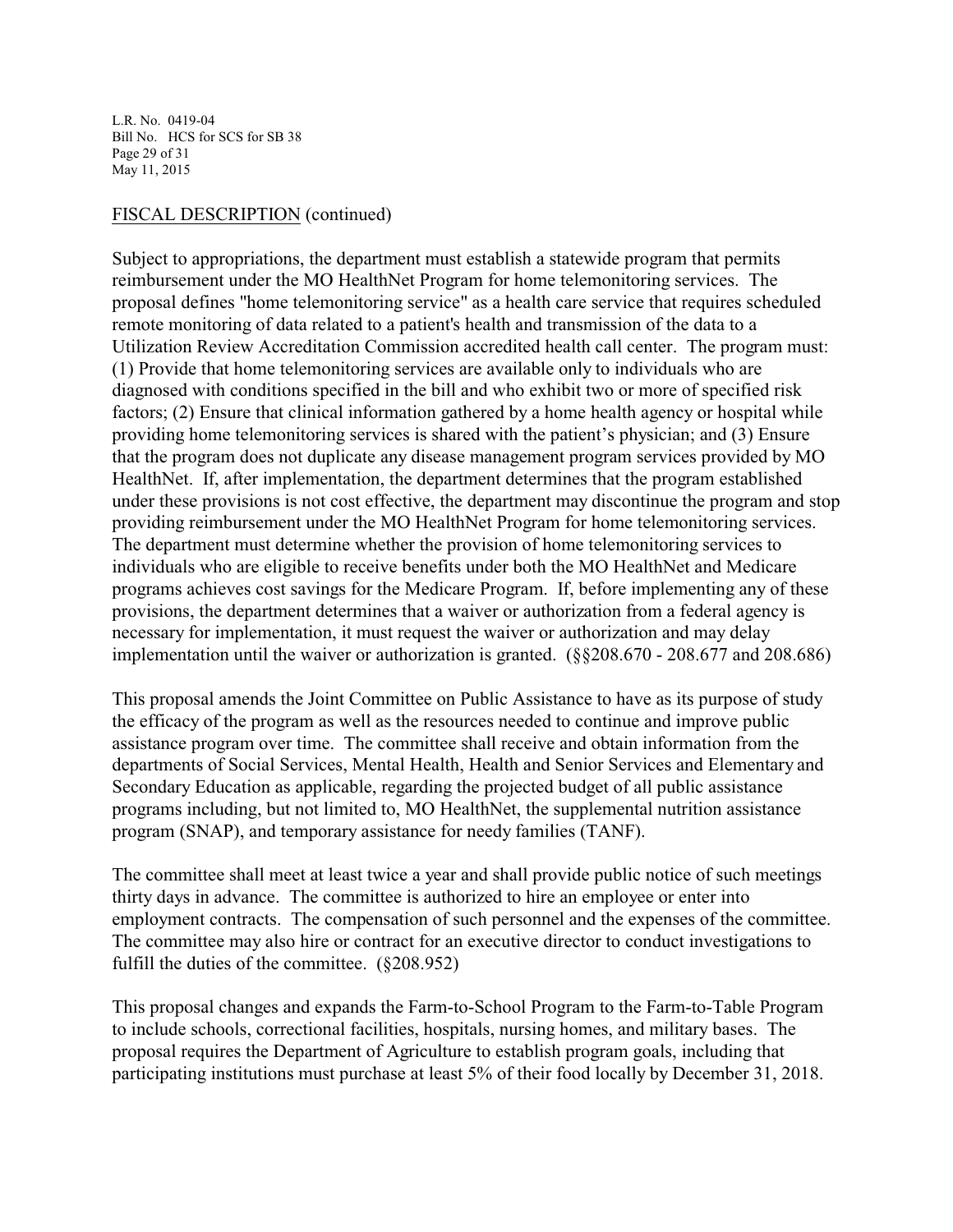FISCAL DESCRIPTION (continued)

Subject to appropriations, the department must establish a statewide program that permits reimbursement under the MO HealthNet Program for home telemonitoring services. The proposal defines "home telemonitoring service" as a health care service that requires scheduled remote monitoring of data related to a patient's health and transmission of the data to a Utilization Review Accreditation Commission accredited health call center. The program must: (1) Provide that home telemonitoring services are available only to individuals who are diagnosed with conditions specified in the bill and who exhibit two or more of specified risk factors; (2) Ensure that clinical information gathered by a home health agency or hospital while providing home telemonitoring services is shared with the patient's physician; and (3) Ensure that the program does not duplicate any disease management program services provided by MO HealthNet. If, after implementation, the department determines that the program established under these provisions is not cost effective, the department may discontinue the program and stop providing reimbursement under the MO HealthNet Program for home telemonitoring services. The department must determine whether the provision of home telemonitoring services to individuals who are eligible to receive benefits under both the MO HealthNet and Medicare programs achieves cost savings for the Medicare Program. If, before implementing any of these provisions, the department determines that a waiver or authorization from a federal agency is necessary for implementation, it must request the waiver or authorization and may delay implementation until the waiver or authorization is granted. (§§208.670 - 208.677 and 208.686)

This proposal amends the Joint Committee on Public Assistance to have as its purpose of study the efficacy of the program as well as the resources needed to continue and improve public assistance program over time. The committee shall receive and obtain information from the departments of Social Services, Mental Health, Health and Senior Services and Elementary and Secondary Education as applicable, regarding the projected budget of all public assistance programs including, but not limited to, MO HealthNet, the supplemental nutrition assistance program (SNAP), and temporary assistance for needy families (TANF).

The committee shall meet at least twice a year and shall provide public notice of such meetings thirty days in advance. The committee is authorized to hire an employee or enter into employment contracts. The compensation of such personnel and the expenses of the committee. The committee may also hire or contract for an executive director to conduct investigations to fulfill the duties of the committee. (§208.952)

This proposal changes and expands the Farm-to-School Program to the Farm-to-Table Program to include schools, correctional facilities, hospitals, nursing homes, and military bases. The proposal requires the Department of Agriculture to establish program goals, including that participating institutions must purchase at least 5% of their food locally by December 31, 2018.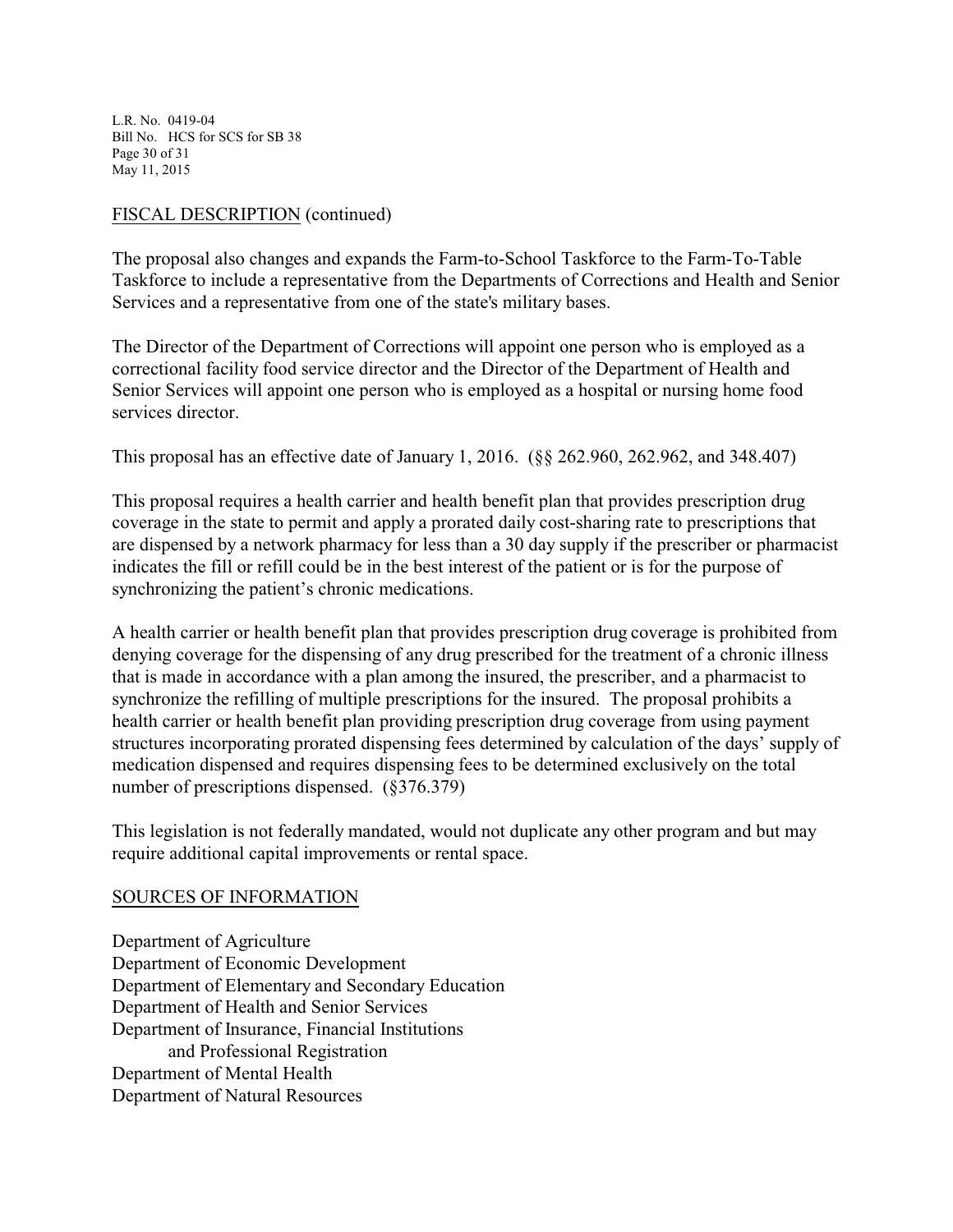FISCAL DESCRIPTION (continued)

The proposal also changes and expands the Farm-to-School Taskforce to the Farm-To-Table Taskforce to include a representative from the Departments of Corrections and Health and Senior Services and a representative from one of the state's military bases.

The Director of the Department of Corrections will appoint one person who is employed as a correctional facility food service director and the Director of the Department of Health and Senior Services will appoint one person who is employed as a hospital or nursing home food services director.

This proposal has an effective date of January 1, 2016. (§§ 262.960, 262.962, and 348.407)

This proposal requires a health carrier and health benefit plan that provides prescription drug coverage in the state to permit and apply a prorated daily cost-sharing rate to prescriptions that are dispensed by a network pharmacy for less than a 30 day supply if the prescriber or pharmacist indicates the fill or refill could be in the best interest of the patient or is for the purpose of synchronizing the patient's chronic medications.

A health carrier or health benefit plan that provides prescription drug coverage is prohibited from denying coverage for the dispensing of any drug prescribed for the treatment of a chronic illness that is made in accordance with a plan among the insured, the prescriber, and a pharmacist to synchronize the refilling of multiple prescriptions for the insured. The proposal prohibits a health carrier or health benefit plan providing prescription drug coverage from using payment structures incorporating prorated dispensing fees determined by calculation of the days' supply of medication dispensed and requires dispensing fees to be determined exclusively on the total number of prescriptions dispensed. (§376.379)

This legislation is not federally mandated, would not duplicate any other program and but may require additional capital improvements or rental space.

SOURCES OF INFORMATION

Department of Agriculture
Department of Economic Development
Department of Elementary and Secondary Education
Department of Health and Senior Services
Department of Insurance, Financial Institutions
and Professional Registration
Department of Mental Health
Department of Natural Resources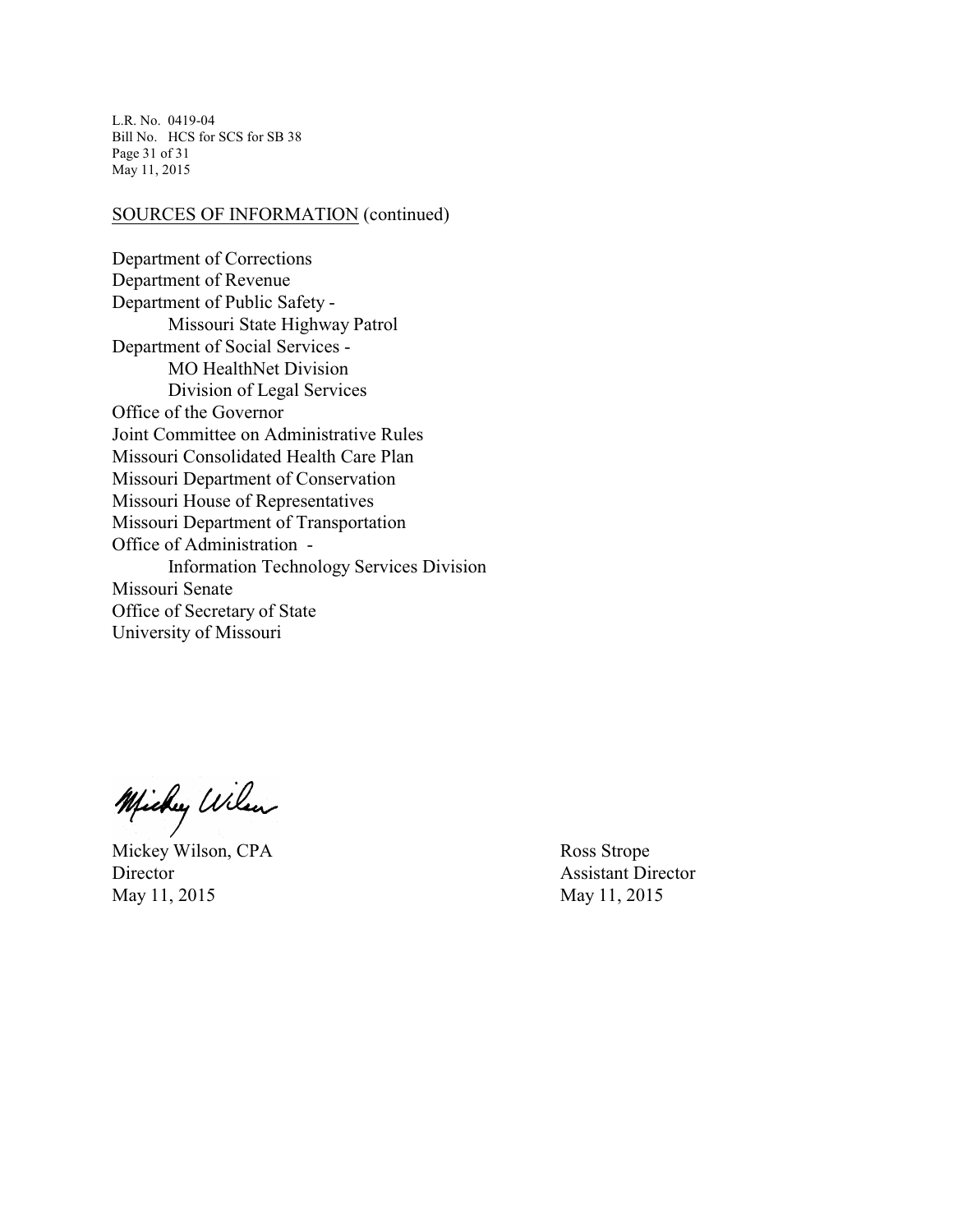SOURCES OF INFORMATION (continued)

Department of Corrections
Department of Revenue
Department of Public Safety -
    Missouri State Highway Patrol
Department of Social Services -
    MO HealthNet Division
    Division of Legal Services
Office of the Governor
Joint Committee on Administrative Rules
Missouri Consolidated Health Care Plan
Missouri Department of Conservation
Missouri House of Representatives
Missouri Department of Transportation
Office of Administration -
    Information Technology Services Division
Missouri Senate
Office of Secretary of State
University of Missouri

Mickey Wilson, CPA
Director
May 11, 2015

Ross Strope
Assistant Director
May 11, 2015